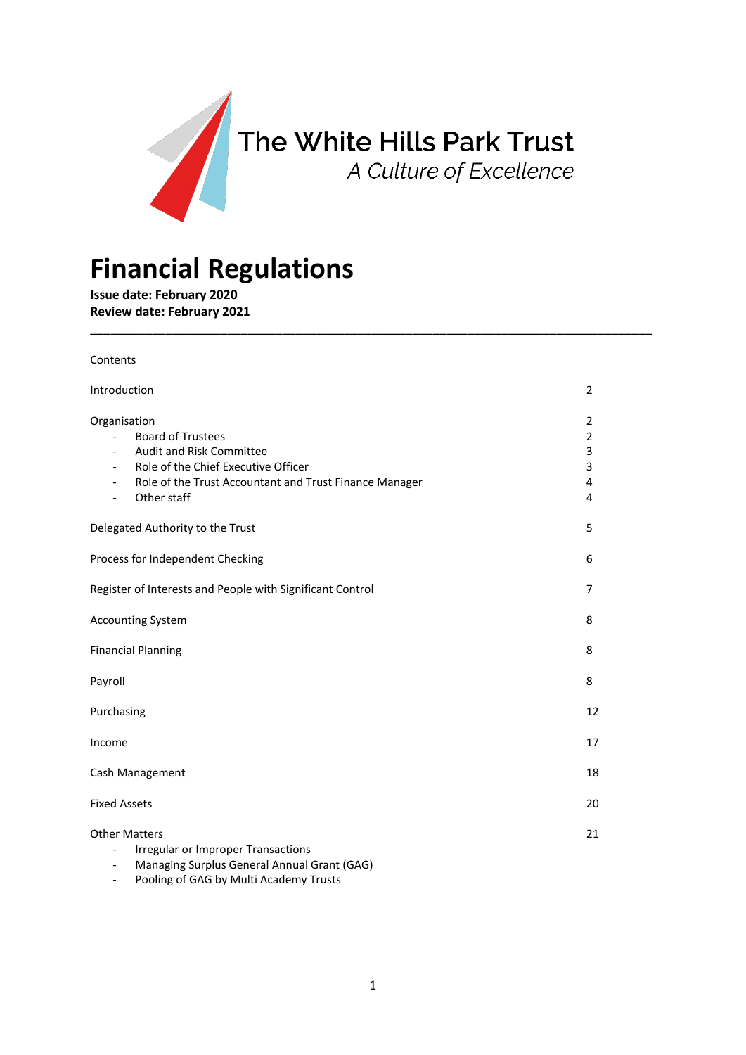The White Hills Park Trust

*A Culture of Excellence*

# Financial Regulations

**Issue date: February 2020**
**Review date: February 2021**

---

Contents

| | |
|---|---|
| Introduction | 2 |
| Organisation | 2 |
| - Board of Trustees | 2 |
| - Audit and Risk Committee | 3 |
| - Role of the Chief Executive Officer | 3 |
| - Role of the Trust Accountant and Trust Finance Manager | 4 |
| - Other staff | 4 |
| Delegated Authority to the Trust | 5 |
| Process for Independent Checking | 6 |
| Register of Interests and People with Significant Control | 7 |
| Accounting System | 8 |
| Financial Planning | 8 |
| Payroll | 8 |
| Purchasing | 12 |
| Income | 17 |
| Cash Management | 18 |
| Fixed Assets | 20 |
| Other Matters | 21 |
| - Irregular or Improper Transactions | |
| - Managing Surplus General Annual Grant (GAG) | |
| - Pooling of GAG by Multi Academy Trusts | |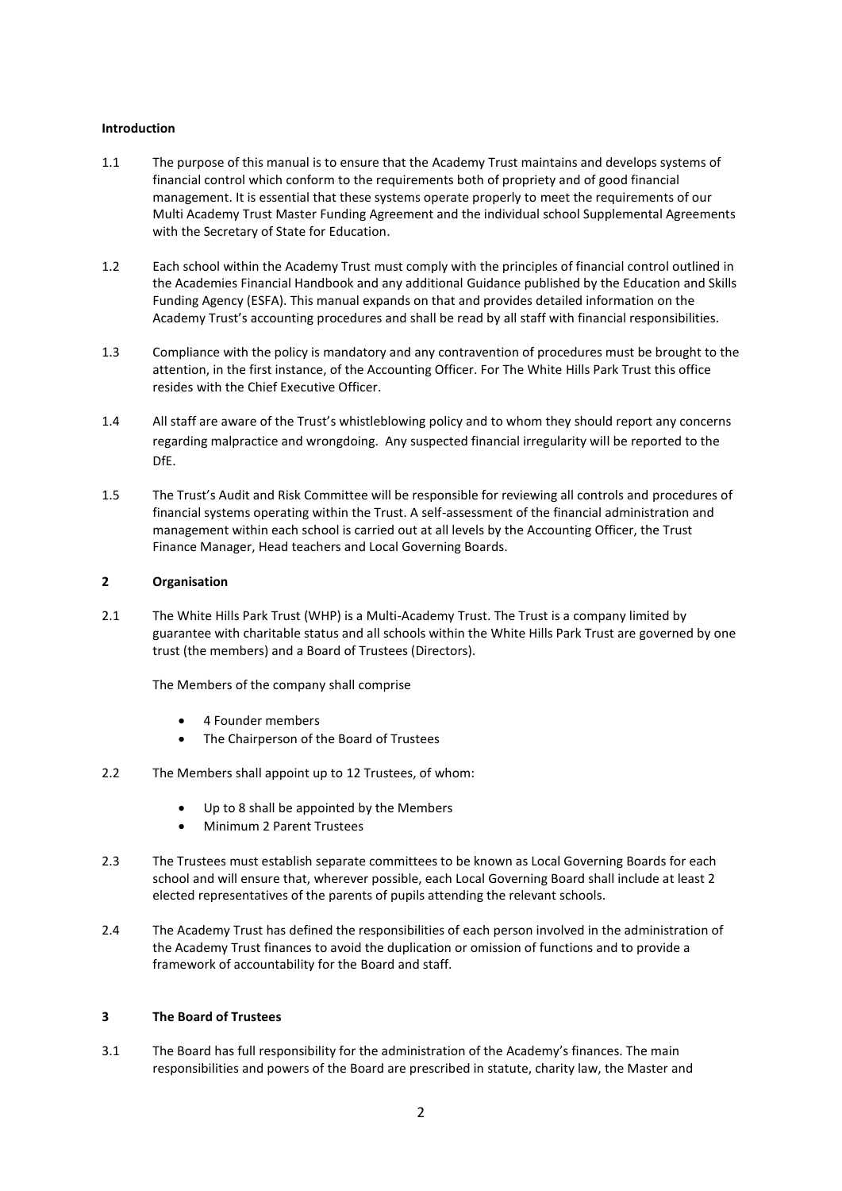**Introduction**

1.1 The purpose of this manual is to ensure that the Academy Trust maintains and develops systems of financial control which conform to the requirements both of propriety and of good financial management. It is essential that these systems operate properly to meet the requirements of our Multi Academy Trust Master Funding Agreement and the individual school Supplemental Agreements with the Secretary of State for Education.

1.2 Each school within the Academy Trust must comply with the principles of financial control outlined in the Academies Financial Handbook and any additional Guidance published by the Education and Skills Funding Agency (ESFA). This manual expands on that and provides detailed information on the Academy Trust's accounting procedures and shall be read by all staff with financial responsibilities.

1.3 Compliance with the policy is mandatory and any contravention of procedures must be brought to the attention, in the first instance, of the Accounting Officer. For The White Hills Park Trust this office resides with the Chief Executive Officer.

1.4 All staff are aware of the Trust's whistleblowing policy and to whom they should report any concerns regarding malpractice and wrongdoing. Any suspected financial irregularity will be reported to the DfE.

1.5 The Trust's Audit and Risk Committee will be responsible for reviewing all controls and procedures of financial systems operating within the Trust. A self-assessment of the financial administration and management within each school is carried out at all levels by the Accounting Officer, the Trust Finance Manager, Head teachers and Local Governing Boards.

**2 Organisation**

2.1 The White Hills Park Trust (WHP) is a Multi-Academy Trust. The Trust is a company limited by guarantee with charitable status and all schools within the White Hills Park Trust are governed by one trust (the members) and a Board of Trustees (Directors).

The Members of the company shall comprise

- 4 Founder members
- The Chairperson of the Board of Trustees

2.2 The Members shall appoint up to 12 Trustees, of whom:

- Up to 8 shall be appointed by the Members
- Minimum 2 Parent Trustees

2.3 The Trustees must establish separate committees to be known as Local Governing Boards for each school and will ensure that, wherever possible, each Local Governing Board shall include at least 2 elected representatives of the parents of pupils attending the relevant schools.

2.4 The Academy Trust has defined the responsibilities of each person involved in the administration of the Academy Trust finances to avoid the duplication or omission of functions and to provide a framework of accountability for the Board and staff.

**3 The Board of Trustees**

3.1 The Board has full responsibility for the administration of the Academy's finances. The main responsibilities and powers of the Board are prescribed in statute, charity law, the Master and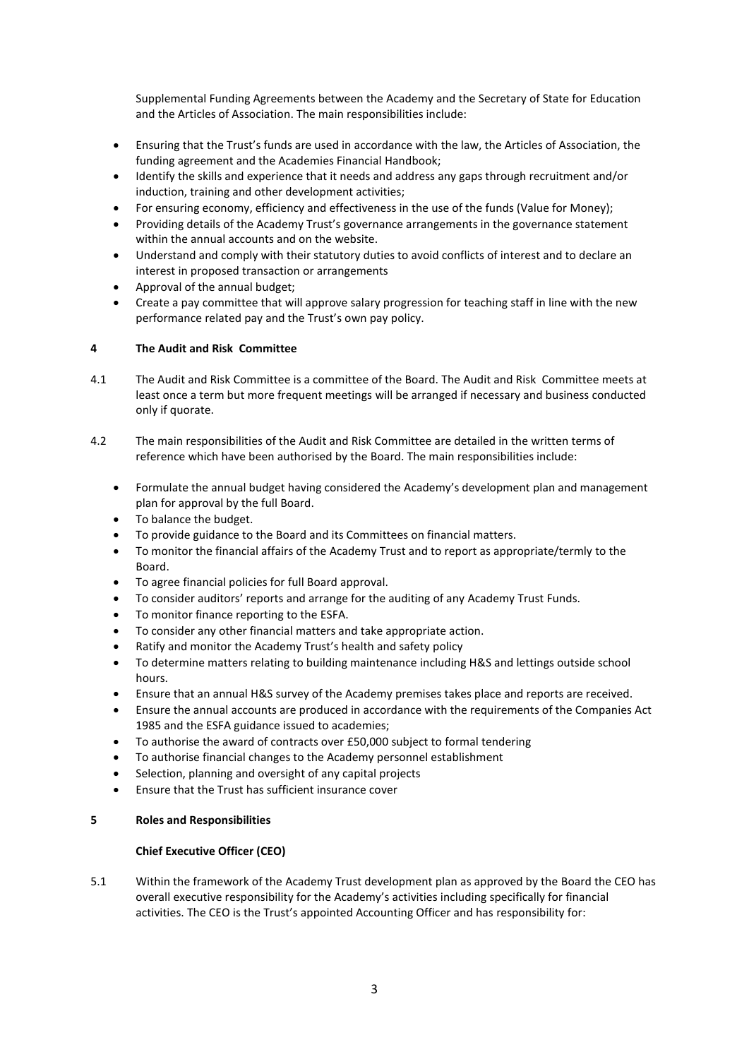Supplemental Funding Agreements between the Academy and the Secretary of State for Education and the Articles of Association. The main responsibilities include:

- Ensuring that the Trust's funds are used in accordance with the law, the Articles of Association, the funding agreement and the Academies Financial Handbook;
- Identify the skills and experience that it needs and address any gaps through recruitment and/or induction, training and other development activities;
- For ensuring economy, efficiency and effectiveness in the use of the funds (Value for Money);
- Providing details of the Academy Trust's governance arrangements in the governance statement within the annual accounts and on the website.
- Understand and comply with their statutory duties to avoid conflicts of interest and to declare an interest in proposed transaction or arrangements
- Approval of the annual budget;
- Create a pay committee that will approve salary progression for teaching staff in line with the new performance related pay and the Trust's own pay policy.

## 4 The Audit and Risk Committee

4.1 The Audit and Risk Committee is a committee of the Board. The Audit and Risk Committee meets at least once a term but more frequent meetings will be arranged if necessary and business conducted only if quorate.

4.2 The main responsibilities of the Audit and Risk Committee are detailed in the written terms of reference which have been authorised by the Board. The main responsibilities include:

- Formulate the annual budget having considered the Academy's development plan and management plan for approval by the full Board.
- To balance the budget.
- To provide guidance to the Board and its Committees on financial matters.
- To monitor the financial affairs of the Academy Trust and to report as appropriate/termly to the Board.
- To agree financial policies for full Board approval.
- To consider auditors' reports and arrange for the auditing of any Academy Trust Funds.
- To monitor finance reporting to the ESFA.
- To consider any other financial matters and take appropriate action.
- Ratify and monitor the Academy Trust's health and safety policy
- To determine matters relating to building maintenance including H&S and lettings outside school hours.
- Ensure that an annual H&S survey of the Academy premises takes place and reports are received.
- Ensure the annual accounts are produced in accordance with the requirements of the Companies Act 1985 and the ESFA guidance issued to academies;
- To authorise the award of contracts over £50,000 subject to formal tendering
- To authorise financial changes to the Academy personnel establishment
- Selection, planning and oversight of any capital projects
- Ensure that the Trust has sufficient insurance cover

## 5 Roles and Responsibilities

### Chief Executive Officer (CEO)

5.1 Within the framework of the Academy Trust development plan as approved by the Board the CEO has overall executive responsibility for the Academy's activities including specifically for financial activities. The CEO is the Trust's appointed Accounting Officer and has responsibility for: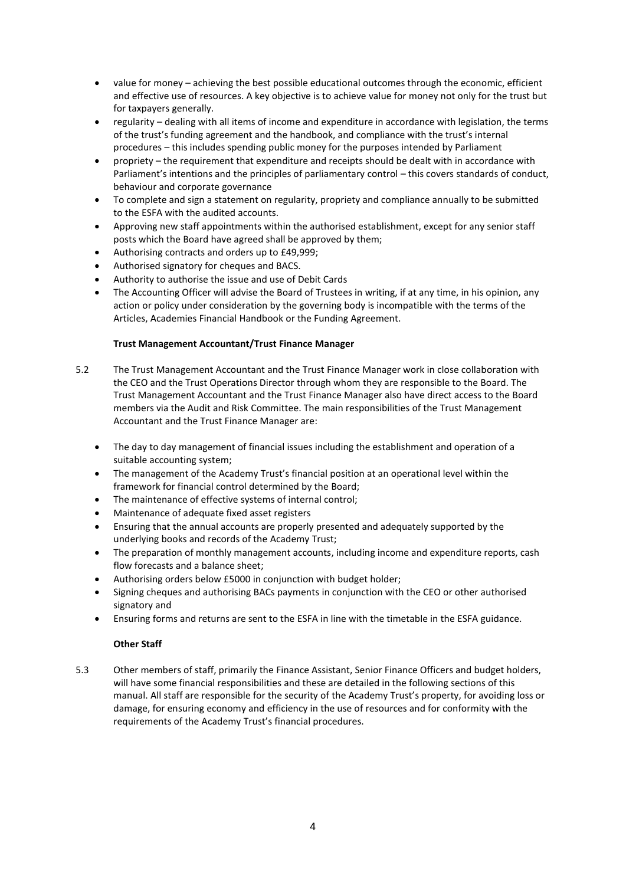- value for money – achieving the best possible educational outcomes through the economic, efficient and effective use of resources. A key objective is to achieve value for money not only for the trust but for taxpayers generally.
- regularity – dealing with all items of income and expenditure in accordance with legislation, the terms of the trust's funding agreement and the handbook, and compliance with the trust's internal procedures – this includes spending public money for the purposes intended by Parliament
- propriety – the requirement that expenditure and receipts should be dealt with in accordance with Parliament's intentions and the principles of parliamentary control – this covers standards of conduct, behaviour and corporate governance
- To complete and sign a statement on regularity, propriety and compliance annually to be submitted to the ESFA with the audited accounts.
- Approving new staff appointments within the authorised establishment, except for any senior staff posts which the Board have agreed shall be approved by them;
- Authorising contracts and orders up to £49,999;
- Authorised signatory for cheques and BACS.
- Authority to authorise the issue and use of Debit Cards
- The Accounting Officer will advise the Board of Trustees in writing, if at any time, in his opinion, any action or policy under consideration by the governing body is incompatible with the terms of the Articles, Academies Financial Handbook or the Funding Agreement.

**Trust Management Accountant/Trust Finance Manager**

5.2 The Trust Management Accountant and the Trust Finance Manager work in close collaboration with the CEO and the Trust Operations Director through whom they are responsible to the Board. The Trust Management Accountant and the Trust Finance Manager also have direct access to the Board members via the Audit and Risk Committee. The main responsibilities of the Trust Management Accountant and the Trust Finance Manager are:

- The day to day management of financial issues including the establishment and operation of a suitable accounting system;
- The management of the Academy Trust's financial position at an operational level within the framework for financial control determined by the Board;
- The maintenance of effective systems of internal control;
- Maintenance of adequate fixed asset registers
- Ensuring that the annual accounts are properly presented and adequately supported by the underlying books and records of the Academy Trust;
- The preparation of monthly management accounts, including income and expenditure reports, cash flow forecasts and a balance sheet;
- Authorising orders below £5000 in conjunction with budget holder;
- Signing cheques and authorising BACs payments in conjunction with the CEO or other authorised signatory and
- Ensuring forms and returns are sent to the ESFA in line with the timetable in the ESFA guidance.

**Other Staff**

5.3 Other members of staff, primarily the Finance Assistant, Senior Finance Officers and budget holders, will have some financial responsibilities and these are detailed in the following sections of this manual. All staff are responsible for the security of the Academy Trust's property, for avoiding loss or damage, for ensuring economy and efficiency in the use of resources and for conformity with the requirements of the Academy Trust's financial procedures.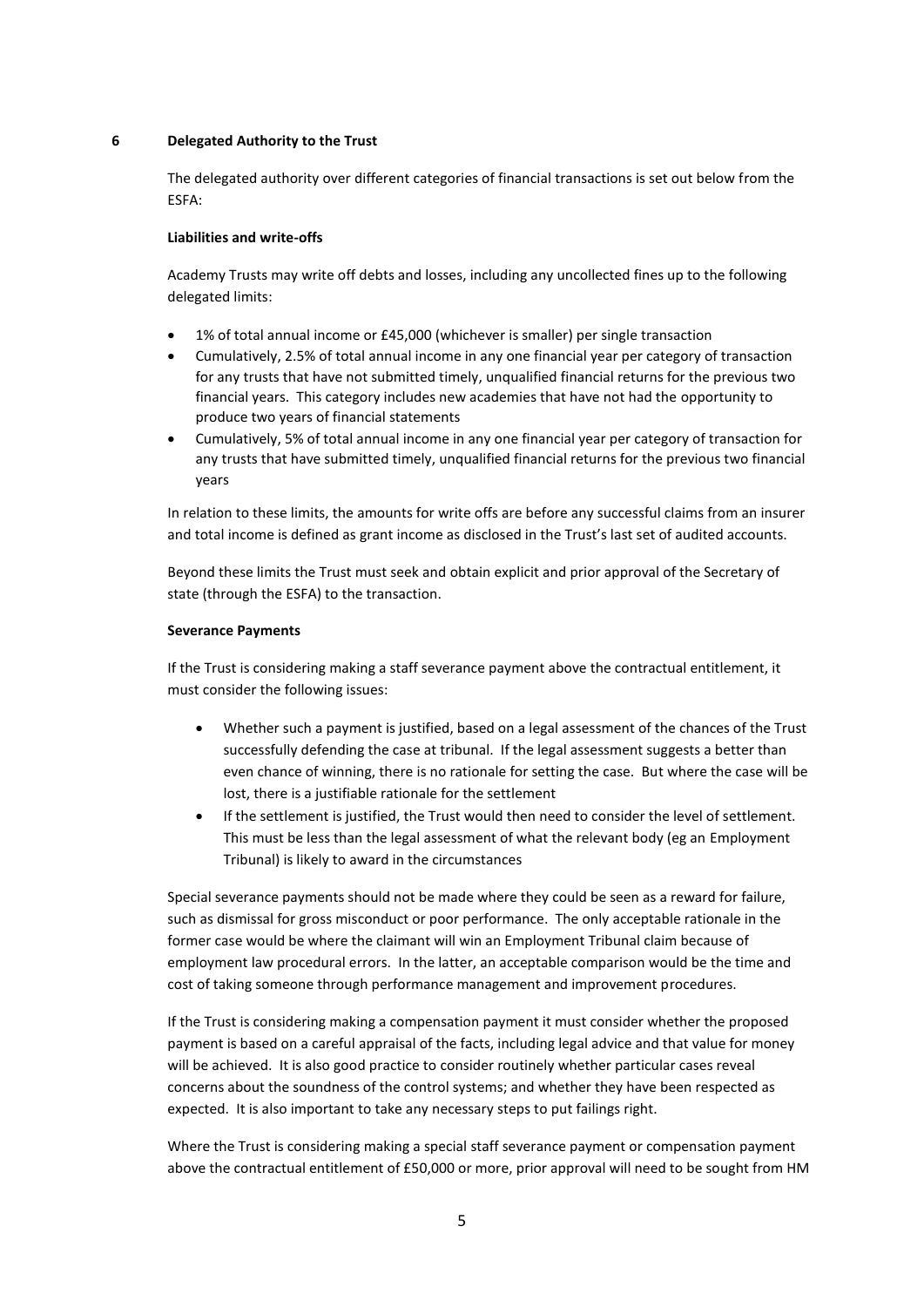## 6 Delegated Authority to the Trust

The delegated authority over different categories of financial transactions is set out below from the ESFA:

**Liabilities and write-offs**

Academy Trusts may write off debts and losses, including any uncollected fines up to the following delegated limits:

- 1% of total annual income or £45,000 (whichever is smaller) per single transaction
- Cumulatively, 2.5% of total annual income in any one financial year per category of transaction for any trusts that have not submitted timely, unqualified financial returns for the previous two financial years. This category includes new academies that have not had the opportunity to produce two years of financial statements
- Cumulatively, 5% of total annual income in any one financial year per category of transaction for any trusts that have submitted timely, unqualified financial returns for the previous two financial years

In relation to these limits, the amounts for write offs are before any successful claims from an insurer and total income is defined as grant income as disclosed in the Trust's last set of audited accounts.

Beyond these limits the Trust must seek and obtain explicit and prior approval of the Secretary of state (through the ESFA) to the transaction.

**Severance Payments**

If the Trust is considering making a staff severance payment above the contractual entitlement, it must consider the following issues:

- Whether such a payment is justified, based on a legal assessment of the chances of the Trust successfully defending the case at tribunal. If the legal assessment suggests a better than even chance of winning, there is no rationale for setting the case. But where the case will be lost, there is a justifiable rationale for the settlement
- If the settlement is justified, the Trust would then need to consider the level of settlement. This must be less than the legal assessment of what the relevant body (eg an Employment Tribunal) is likely to award in the circumstances

Special severance payments should not be made where they could be seen as a reward for failure, such as dismissal for gross misconduct or poor performance. The only acceptable rationale in the former case would be where the claimant will win an Employment Tribunal claim because of employment law procedural errors. In the latter, an acceptable comparison would be the time and cost of taking someone through performance management and improvement procedures.

If the Trust is considering making a compensation payment it must consider whether the proposed payment is based on a careful appraisal of the facts, including legal advice and that value for money will be achieved. It is also good practice to consider routinely whether particular cases reveal concerns about the soundness of the control systems; and whether they have been respected as expected. It is also important to take any necessary steps to put failings right.

Where the Trust is considering making a special staff severance payment or compensation payment above the contractual entitlement of £50,000 or more, prior approval will need to be sought from HM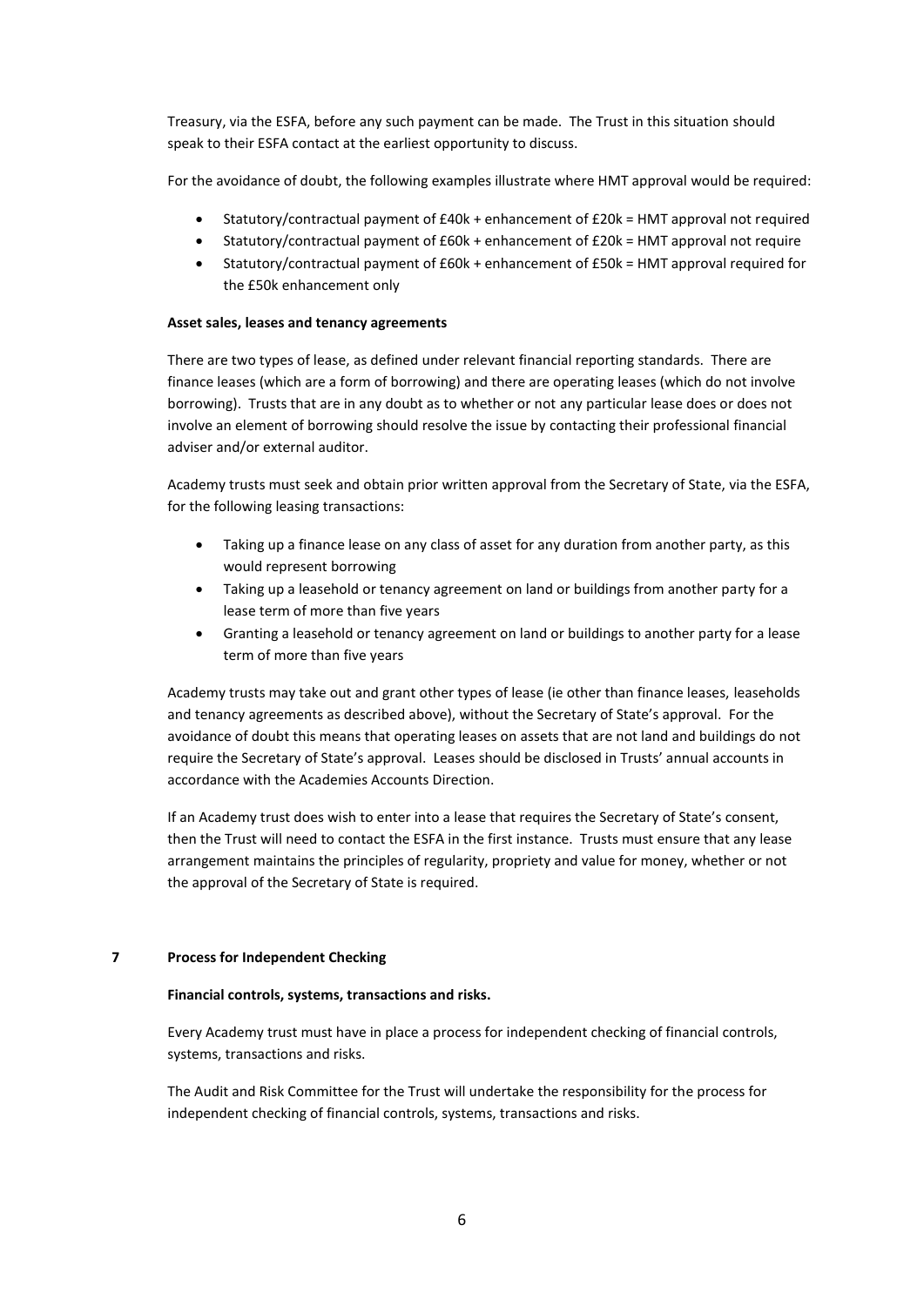Treasury, via the ESFA, before any such payment can be made. The Trust in this situation should speak to their ESFA contact at the earliest opportunity to discuss.

For the avoidance of doubt, the following examples illustrate where HMT approval would be required:

- Statutory/contractual payment of £40k + enhancement of £20k = HMT approval not required
- Statutory/contractual payment of £60k + enhancement of £20k = HMT approval not require
- Statutory/contractual payment of £60k + enhancement of £50k = HMT approval required for the £50k enhancement only

**Asset sales, leases and tenancy agreements**

There are two types of lease, as defined under relevant financial reporting standards. There are finance leases (which are a form of borrowing) and there are operating leases (which do not involve borrowing). Trusts that are in any doubt as to whether or not any particular lease does or does not involve an element of borrowing should resolve the issue by contacting their professional financial adviser and/or external auditor.

Academy trusts must seek and obtain prior written approval from the Secretary of State, via the ESFA, for the following leasing transactions:

- Taking up a finance lease on any class of asset for any duration from another party, as this would represent borrowing
- Taking up a leasehold or tenancy agreement on land or buildings from another party for a lease term of more than five years
- Granting a leasehold or tenancy agreement on land or buildings to another party for a lease term of more than five years

Academy trusts may take out and grant other types of lease (ie other than finance leases, leaseholds and tenancy agreements as described above), without the Secretary of State's approval. For the avoidance of doubt this means that operating leases on assets that are not land and buildings do not require the Secretary of State's approval. Leases should be disclosed in Trusts' annual accounts in accordance with the Academies Accounts Direction.

If an Academy trust does wish to enter into a lease that requires the Secretary of State's consent, then the Trust will need to contact the ESFA in the first instance. Trusts must ensure that any lease arrangement maintains the principles of regularity, propriety and value for money, whether or not the approval of the Secretary of State is required.

## 7 Process for Independent Checking

**Financial controls, systems, transactions and risks.**

Every Academy trust must have in place a process for independent checking of financial controls, systems, transactions and risks.

The Audit and Risk Committee for the Trust will undertake the responsibility for the process for independent checking of financial controls, systems, transactions and risks.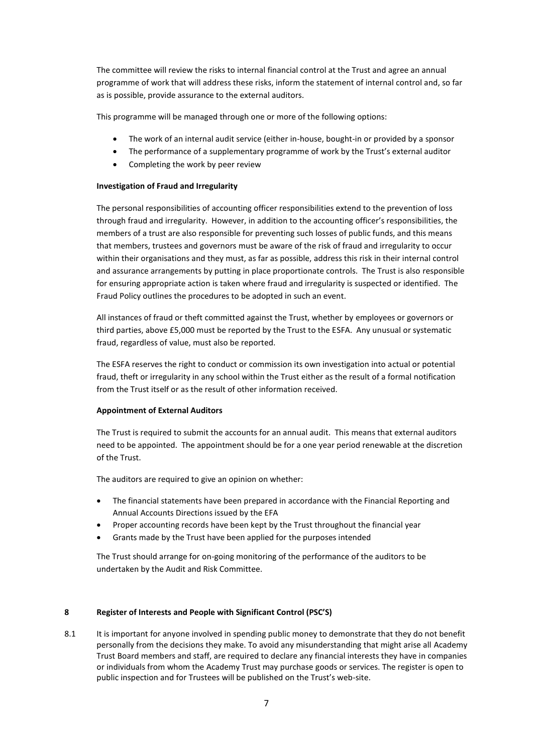The committee will review the risks to internal financial control at the Trust and agree an annual programme of work that will address these risks, inform the statement of internal control and, so far as is possible, provide assurance to the external auditors.

This programme will be managed through one or more of the following options:

- The work of an internal audit service (either in-house, bought-in or provided by a sponsor
- The performance of a supplementary programme of work by the Trust's external auditor
- Completing the work by peer review

**Investigation of Fraud and Irregularity**

The personal responsibilities of accounting officer responsibilities extend to the prevention of loss through fraud and irregularity. However, in addition to the accounting officer's responsibilities, the members of a trust are also responsible for preventing such losses of public funds, and this means that members, trustees and governors must be aware of the risk of fraud and irregularity to occur within their organisations and they must, as far as possible, address this risk in their internal control and assurance arrangements by putting in place proportionate controls. The Trust is also responsible for ensuring appropriate action is taken where fraud and irregularity is suspected or identified. The Fraud Policy outlines the procedures to be adopted in such an event.

All instances of fraud or theft committed against the Trust, whether by employees or governors or third parties, above £5,000 must be reported by the Trust to the ESFA. Any unusual or systematic fraud, regardless of value, must also be reported.

The ESFA reserves the right to conduct or commission its own investigation into actual or potential fraud, theft or irregularity in any school within the Trust either as the result of a formal notification from the Trust itself or as the result of other information received.

**Appointment of External Auditors**

The Trust is required to submit the accounts for an annual audit. This means that external auditors need to be appointed. The appointment should be for a one year period renewable at the discretion of the Trust.

The auditors are required to give an opinion on whether:

- The financial statements have been prepared in accordance with the Financial Reporting and Annual Accounts Directions issued by the EFA
- Proper accounting records have been kept by the Trust throughout the financial year
- Grants made by the Trust have been applied for the purposes intended

The Trust should arrange for on-going monitoring of the performance of the auditors to be undertaken by the Audit and Risk Committee.

## 8 Register of Interests and People with Significant Control (PSC'S)

8.1 It is important for anyone involved in spending public money to demonstrate that they do not benefit personally from the decisions they make. To avoid any misunderstanding that might arise all Academy Trust Board members and staff, are required to declare any financial interests they have in companies or individuals from whom the Academy Trust may purchase goods or services. The register is open to public inspection and for Trustees will be published on the Trust's web-site.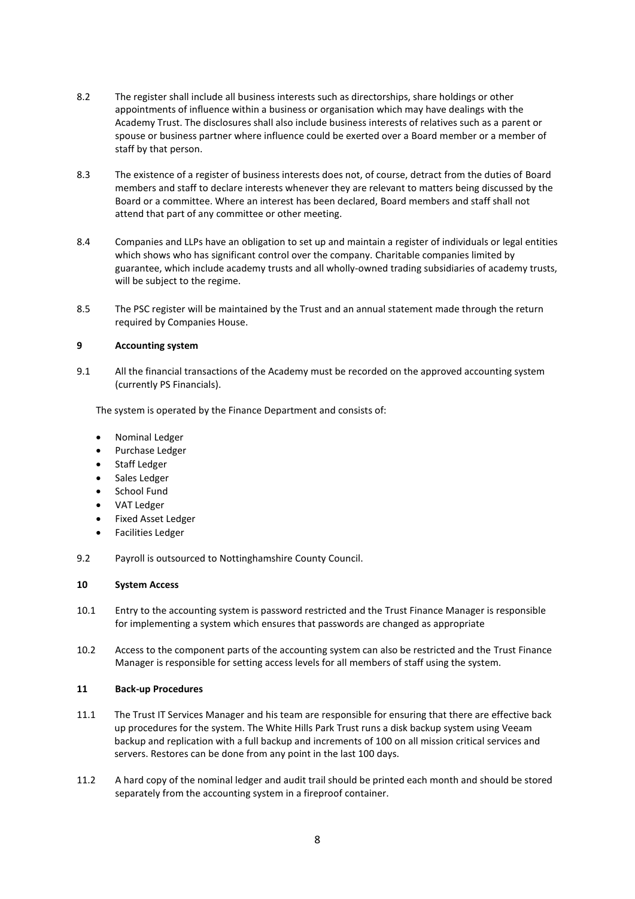8.2 The register shall include all business interests such as directorships, share holdings or other appointments of influence within a business or organisation which may have dealings with the Academy Trust. The disclosures shall also include business interests of relatives such as a parent or spouse or business partner where influence could be exerted over a Board member or a member of staff by that person.

8.3 The existence of a register of business interests does not, of course, detract from the duties of Board members and staff to declare interests whenever they are relevant to matters being discussed by the Board or a committee. Where an interest has been declared, Board members and staff shall not attend that part of any committee or other meeting.

8.4 Companies and LLPs have an obligation to set up and maintain a register of individuals or legal entities which shows who has significant control over the company. Charitable companies limited by guarantee, which include academy trusts and all wholly-owned trading subsidiaries of academy trusts, will be subject to the regime.

8.5 The PSC register will be maintained by the Trust and an annual statement made through the return required by Companies House.

## 9 Accounting system

9.1 All the financial transactions of the Academy must be recorded on the approved accounting system (currently PS Financials).

The system is operated by the Finance Department and consists of:

- Nominal Ledger
- Purchase Ledger
- Staff Ledger
- Sales Ledger
- School Fund
- VAT Ledger
- Fixed Asset Ledger
- Facilities Ledger

9.2 Payroll is outsourced to Nottinghamshire County Council.

## 10 System Access

10.1 Entry to the accounting system is password restricted and the Trust Finance Manager is responsible for implementing a system which ensures that passwords are changed as appropriate

10.2 Access to the component parts of the accounting system can also be restricted and the Trust Finance Manager is responsible for setting access levels for all members of staff using the system.

## 11 Back-up Procedures

11.1 The Trust IT Services Manager and his team are responsible for ensuring that there are effective back up procedures for the system. The White Hills Park Trust runs a disk backup system using Veeam backup and replication with a full backup and increments of 100 on all mission critical services and servers. Restores can be done from any point in the last 100 days.

11.2 A hard copy of the nominal ledger and audit trail should be printed each month and should be stored separately from the accounting system in a fireproof container.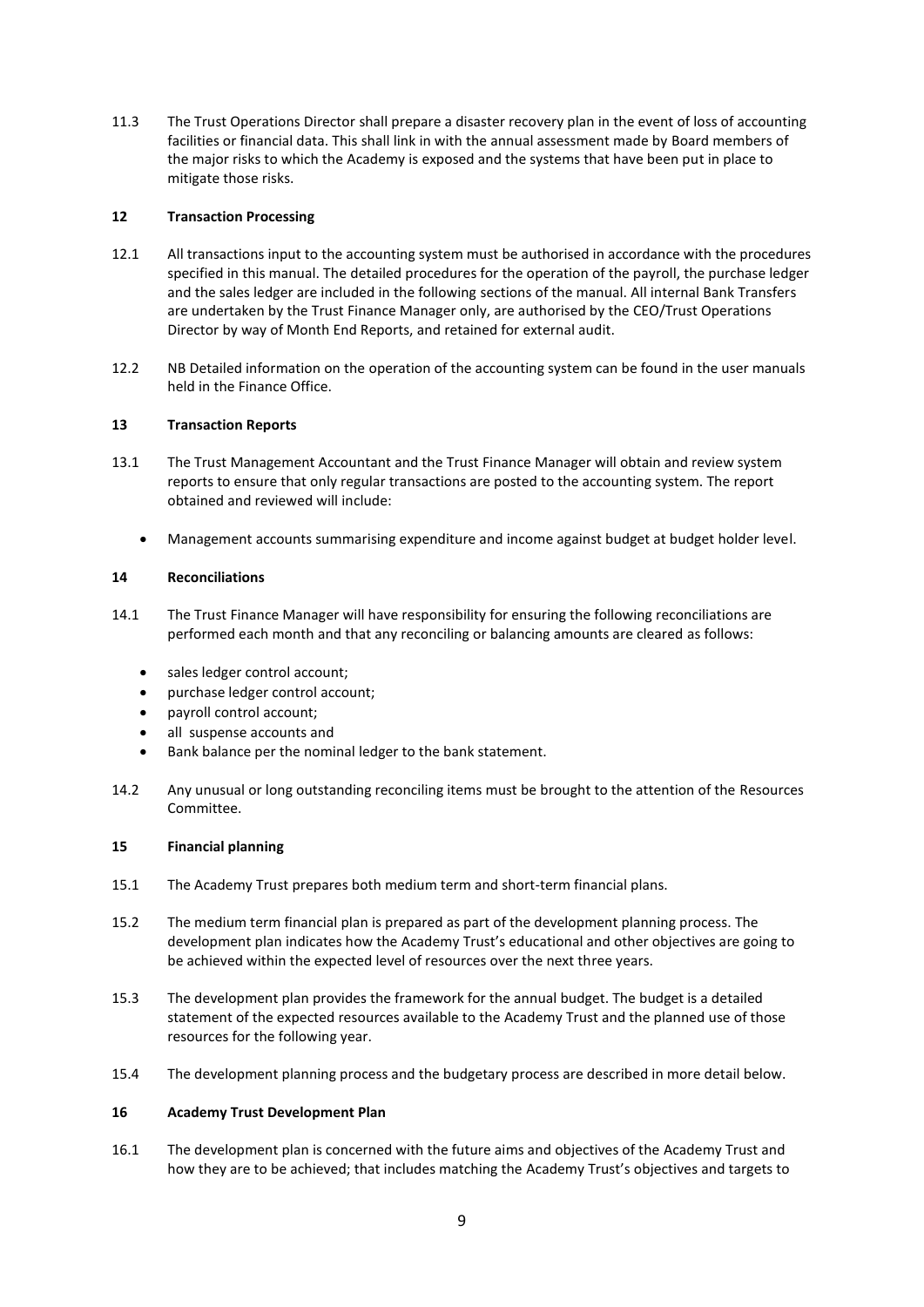11.3 The Trust Operations Director shall prepare a disaster recovery plan in the event of loss of accounting facilities or financial data. This shall link in with the annual assessment made by Board members of the major risks to which the Academy is exposed and the systems that have been put in place to mitigate those risks.

## 12 Transaction Processing

12.1 All transactions input to the accounting system must be authorised in accordance with the procedures specified in this manual. The detailed procedures for the operation of the payroll, the purchase ledger and the sales ledger are included in the following sections of the manual. All internal Bank Transfers are undertaken by the Trust Finance Manager only, are authorised by the CEO/Trust Operations Director by way of Month End Reports, and retained for external audit.

12.2 NB Detailed information on the operation of the accounting system can be found in the user manuals held in the Finance Office.

## 13 Transaction Reports

13.1 The Trust Management Accountant and the Trust Finance Manager will obtain and review system reports to ensure that only regular transactions are posted to the accounting system. The report obtained and reviewed will include:

- Management accounts summarising expenditure and income against budget at budget holder level.

## 14 Reconciliations

14.1 The Trust Finance Manager will have responsibility for ensuring the following reconciliations are performed each month and that any reconciling or balancing amounts are cleared as follows:

- sales ledger control account;
- purchase ledger control account;
- payroll control account;
- all suspense accounts and
- Bank balance per the nominal ledger to the bank statement.

14.2 Any unusual or long outstanding reconciling items must be brought to the attention of the Resources Committee.

## 15 Financial planning

15.1 The Academy Trust prepares both medium term and short-term financial plans.

15.2 The medium term financial plan is prepared as part of the development planning process. The development plan indicates how the Academy Trust's educational and other objectives are going to be achieved within the expected level of resources over the next three years.

15.3 The development plan provides the framework for the annual budget. The budget is a detailed statement of the expected resources available to the Academy Trust and the planned use of those resources for the following year.

15.4 The development planning process and the budgetary process are described in more detail below.

## 16 Academy Trust Development Plan

16.1 The development plan is concerned with the future aims and objectives of the Academy Trust and how they are to be achieved; that includes matching the Academy Trust's objectives and targets to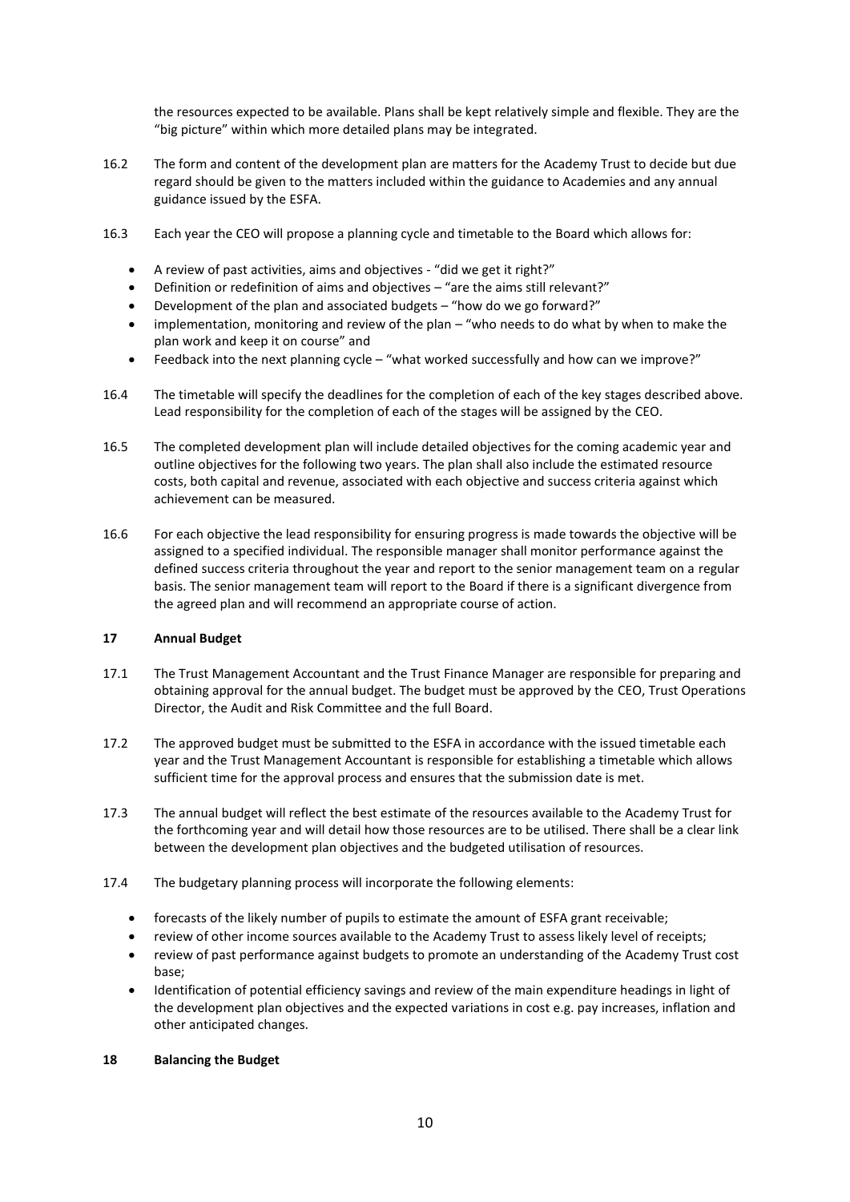the resources expected to be available. Plans shall be kept relatively simple and flexible. They are the "big picture" within which more detailed plans may be integrated.

16.2 The form and content of the development plan are matters for the Academy Trust to decide but due regard should be given to the matters included within the guidance to Academies and any annual guidance issued by the ESFA.

16.3 Each year the CEO will propose a planning cycle and timetable to the Board which allows for:

- A review of past activities, aims and objectives - "did we get it right?"
- Definition or redefinition of aims and objectives – "are the aims still relevant?"
- Development of the plan and associated budgets – "how do we go forward?"
- implementation, monitoring and review of the plan – "who needs to do what by when to make the plan work and keep it on course" and
- Feedback into the next planning cycle – "what worked successfully and how can we improve?"

16.4 The timetable will specify the deadlines for the completion of each of the key stages described above. Lead responsibility for the completion of each of the stages will be assigned by the CEO.

16.5 The completed development plan will include detailed objectives for the coming academic year and outline objectives for the following two years. The plan shall also include the estimated resource costs, both capital and revenue, associated with each objective and success criteria against which achievement can be measured.

16.6 For each objective the lead responsibility for ensuring progress is made towards the objective will be assigned to a specified individual. The responsible manager shall monitor performance against the defined success criteria throughout the year and report to the senior management team on a regular basis. The senior management team will report to the Board if there is a significant divergence from the agreed plan and will recommend an appropriate course of action.

## 17 Annual Budget

17.1 The Trust Management Accountant and the Trust Finance Manager are responsible for preparing and obtaining approval for the annual budget. The budget must be approved by the CEO, Trust Operations Director, the Audit and Risk Committee and the full Board.

17.2 The approved budget must be submitted to the ESFA in accordance with the issued timetable each year and the Trust Management Accountant is responsible for establishing a timetable which allows sufficient time for the approval process and ensures that the submission date is met.

17.3 The annual budget will reflect the best estimate of the resources available to the Academy Trust for the forthcoming year and will detail how those resources are to be utilised. There shall be a clear link between the development plan objectives and the budgeted utilisation of resources.

17.4 The budgetary planning process will incorporate the following elements:

- forecasts of the likely number of pupils to estimate the amount of ESFA grant receivable;
- review of other income sources available to the Academy Trust to assess likely level of receipts;
- review of past performance against budgets to promote an understanding of the Academy Trust cost base;
- Identification of potential efficiency savings and review of the main expenditure headings in light of the development plan objectives and the expected variations in cost e.g. pay increases, inflation and other anticipated changes.

## 18 Balancing the Budget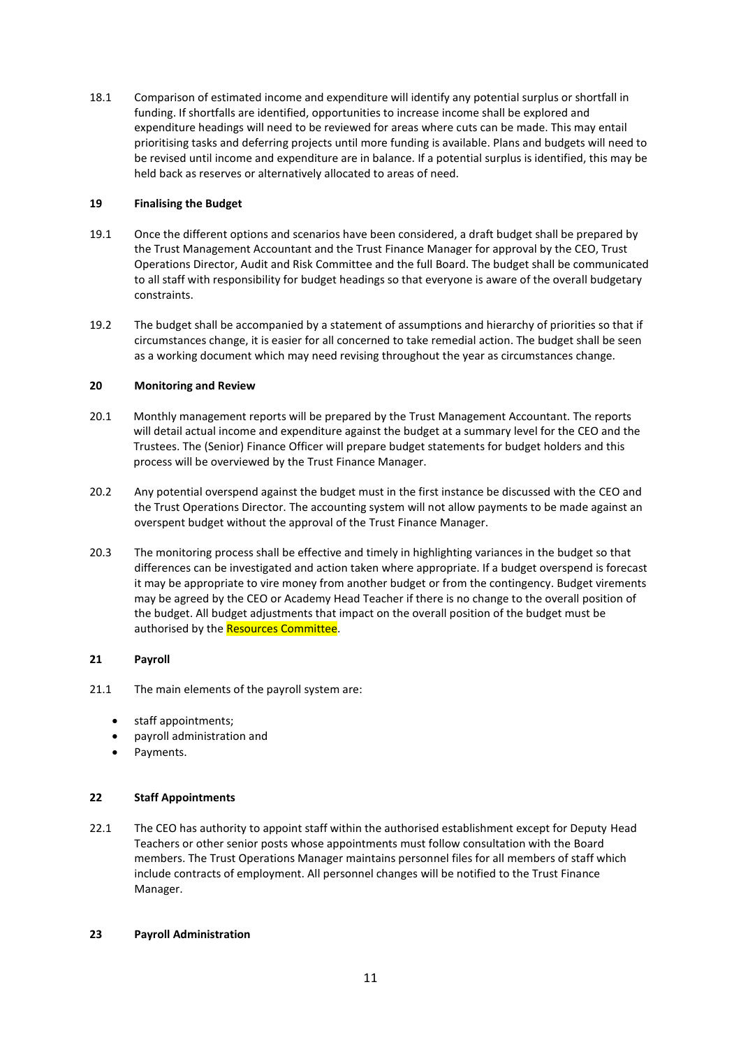18.1 Comparison of estimated income and expenditure will identify any potential surplus or shortfall in funding. If shortfalls are identified, opportunities to increase income shall be explored and expenditure headings will need to be reviewed for areas where cuts can be made. This may entail prioritising tasks and deferring projects until more funding is available. Plans and budgets will need to be revised until income and expenditure are in balance. If a potential surplus is identified, this may be held back as reserves or alternatively allocated to areas of need.

### 19 Finalising the Budget

19.1 Once the different options and scenarios have been considered, a draft budget shall be prepared by the Trust Management Accountant and the Trust Finance Manager for approval by the CEO, Trust Operations Director, Audit and Risk Committee and the full Board. The budget shall be communicated to all staff with responsibility for budget headings so that everyone is aware of the overall budgetary constraints.

19.2 The budget shall be accompanied by a statement of assumptions and hierarchy of priorities so that if circumstances change, it is easier for all concerned to take remedial action. The budget shall be seen as a working document which may need revising throughout the year as circumstances change.

### 20 Monitoring and Review

20.1 Monthly management reports will be prepared by the Trust Management Accountant. The reports will detail actual income and expenditure against the budget at a summary level for the CEO and the Trustees. The (Senior) Finance Officer will prepare budget statements for budget holders and this process will be overviewed by the Trust Finance Manager.

20.2 Any potential overspend against the budget must in the first instance be discussed with the CEO and the Trust Operations Director. The accounting system will not allow payments to be made against an overspent budget without the approval of the Trust Finance Manager.

20.3 The monitoring process shall be effective and timely in highlighting variances in the budget so that differences can be investigated and action taken where appropriate. If a budget overspend is forecast it may be appropriate to vire money from another budget or from the contingency. Budget virements may be agreed by the CEO or Academy Head Teacher if there is no change to the overall position of the budget. All budget adjustments that impact on the overall position of the budget must be authorised by the Resources Committee.

### 21 Payroll

21.1 The main elements of the payroll system are:

- staff appointments;
- payroll administration and
- Payments.

### 22 Staff Appointments

22.1 The CEO has authority to appoint staff within the authorised establishment except for Deputy Head Teachers or other senior posts whose appointments must follow consultation with the Board members. The Trust Operations Manager maintains personnel files for all members of staff which include contracts of employment. All personnel changes will be notified to the Trust Finance Manager.

### 23 Payroll Administration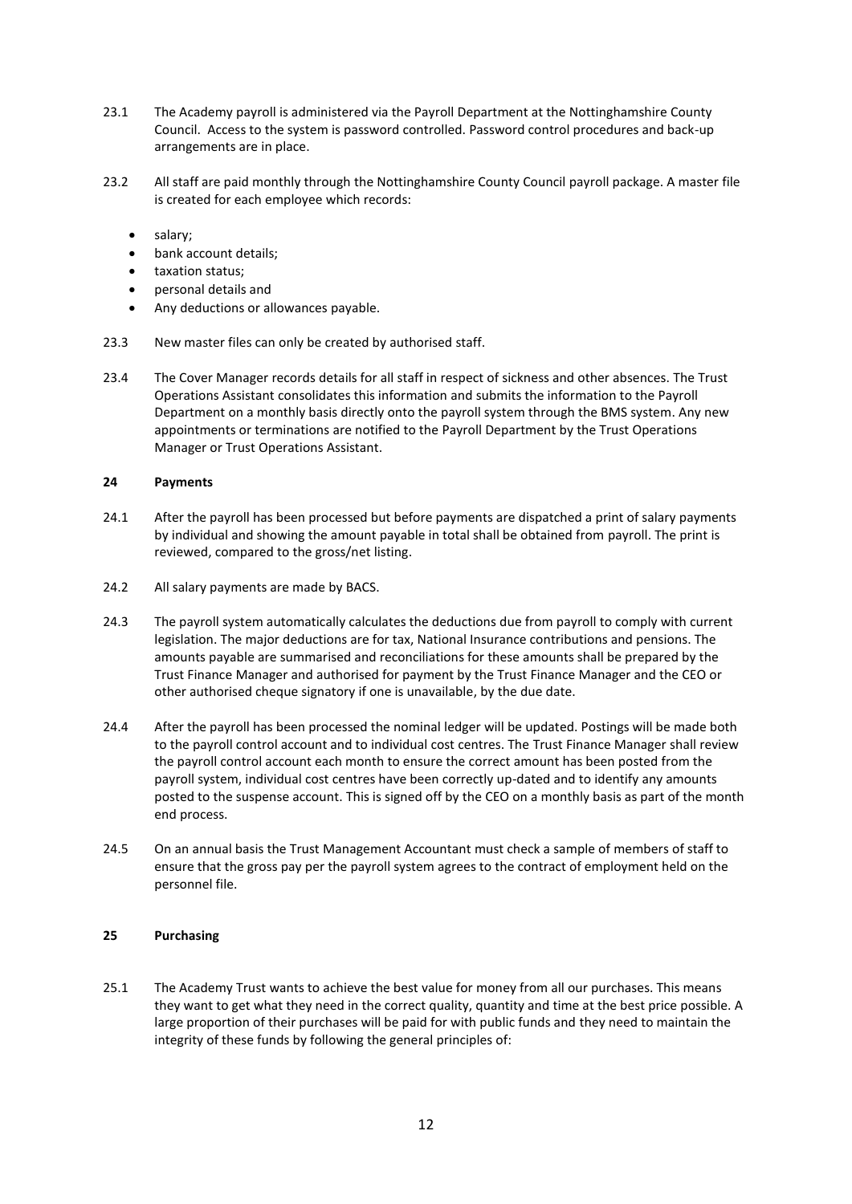23.1 The Academy payroll is administered via the Payroll Department at the Nottinghamshire County Council. Access to the system is password controlled. Password control procedures and back-up arrangements are in place.

23.2 All staff are paid monthly through the Nottinghamshire County Council payroll package. A master file is created for each employee which records:

- salary;
- bank account details;
- taxation status;
- personal details and
- Any deductions or allowances payable.

23.3 New master files can only be created by authorised staff.

23.4 The Cover Manager records details for all staff in respect of sickness and other absences. The Trust Operations Assistant consolidates this information and submits the information to the Payroll Department on a monthly basis directly onto the payroll system through the BMS system. Any new appointments or terminations are notified to the Payroll Department by the Trust Operations Manager or Trust Operations Assistant.

## 24 Payments

24.1 After the payroll has been processed but before payments are dispatched a print of salary payments by individual and showing the amount payable in total shall be obtained from payroll. The print is reviewed, compared to the gross/net listing.

24.2 All salary payments are made by BACS.

24.3 The payroll system automatically calculates the deductions due from payroll to comply with current legislation. The major deductions are for tax, National Insurance contributions and pensions. The amounts payable are summarised and reconciliations for these amounts shall be prepared by the Trust Finance Manager and authorised for payment by the Trust Finance Manager and the CEO or other authorised cheque signatory if one is unavailable, by the due date.

24.4 After the payroll has been processed the nominal ledger will be updated. Postings will be made both to the payroll control account and to individual cost centres. The Trust Finance Manager shall review the payroll control account each month to ensure the correct amount has been posted from the payroll system, individual cost centres have been correctly up-dated and to identify any amounts posted to the suspense account. This is signed off by the CEO on a monthly basis as part of the month end process.

24.5 On an annual basis the Trust Management Accountant must check a sample of members of staff to ensure that the gross pay per the payroll system agrees to the contract of employment held on the personnel file.

## 25 Purchasing

25.1 The Academy Trust wants to achieve the best value for money from all our purchases. This means they want to get what they need in the correct quality, quantity and time at the best price possible. A large proportion of their purchases will be paid for with public funds and they need to maintain the integrity of these funds by following the general principles of: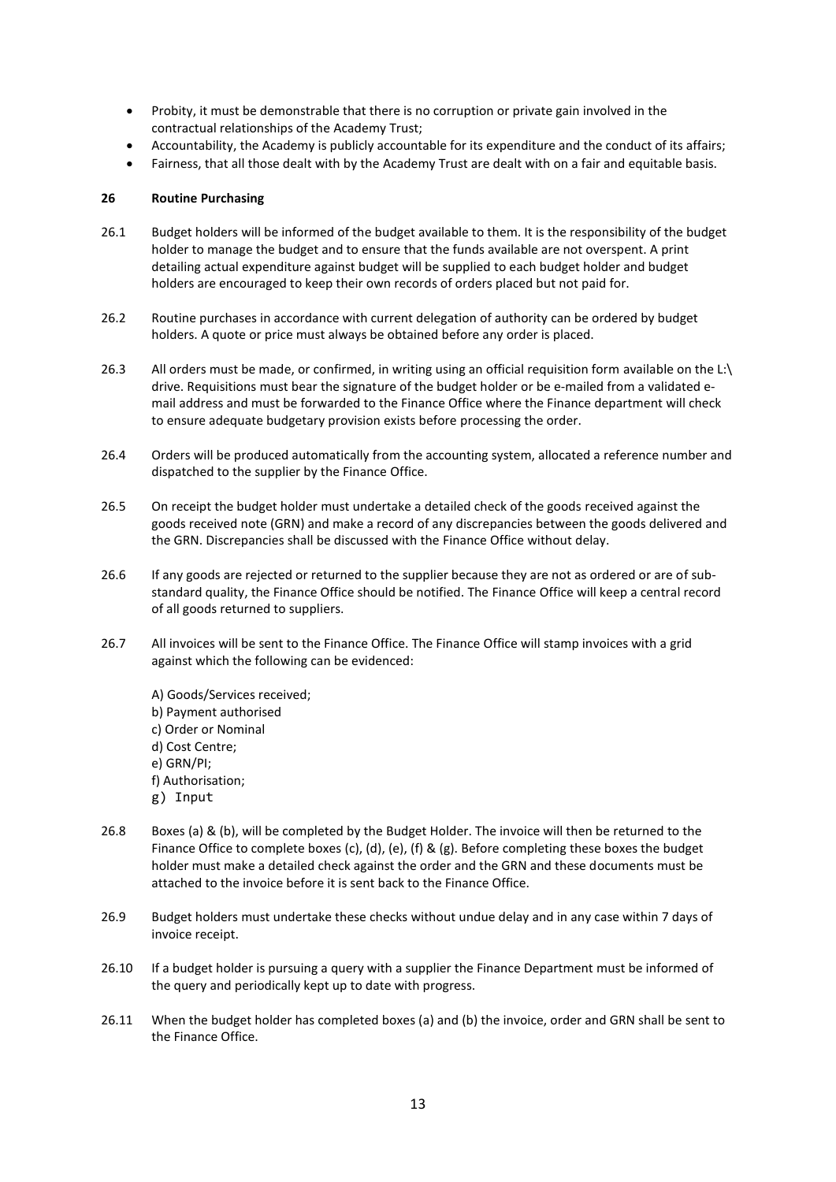- Probity, it must be demonstrable that there is no corruption or private gain involved in the contractual relationships of the Academy Trust;
- Accountability, the Academy is publicly accountable for its expenditure and the conduct of its affairs;
- Fairness, that all those dealt with by the Academy Trust are dealt with on a fair and equitable basis.

## 26 Routine Purchasing

26.1 Budget holders will be informed of the budget available to them. It is the responsibility of the budget holder to manage the budget and to ensure that the funds available are not overspent. A print detailing actual expenditure against budget will be supplied to each budget holder and budget holders are encouraged to keep their own records of orders placed but not paid for.

26.2 Routine purchases in accordance with current delegation of authority can be ordered by budget holders. A quote or price must always be obtained before any order is placed.

26.3 All orders must be made, or confirmed, in writing using an official requisition form available on the L:\ drive. Requisitions must bear the signature of the budget holder or be e-mailed from a validated e-mail address and must be forwarded to the Finance Office where the Finance department will check to ensure adequate budgetary provision exists before processing the order.

26.4 Orders will be produced automatically from the accounting system, allocated a reference number and dispatched to the supplier by the Finance Office.

26.5 On receipt the budget holder must undertake a detailed check of the goods received against the goods received note (GRN) and make a record of any discrepancies between the goods delivered and the GRN. Discrepancies shall be discussed with the Finance Office without delay.

26.6 If any goods are rejected or returned to the supplier because they are not as ordered or are of sub-standard quality, the Finance Office should be notified. The Finance Office will keep a central record of all goods returned to suppliers.

26.7 All invoices will be sent to the Finance Office. The Finance Office will stamp invoices with a grid against which the following can be evidenced:

A) Goods/Services received;
b) Payment authorised
c) Order or Nominal
d) Cost Centre;
e) GRN/PI;
f) Authorisation;
g) Input

26.8 Boxes (a) & (b), will be completed by the Budget Holder. The invoice will then be returned to the Finance Office to complete boxes (c), (d), (e), (f) & (g). Before completing these boxes the budget holder must make a detailed check against the order and the GRN and these documents must be attached to the invoice before it is sent back to the Finance Office.

26.9 Budget holders must undertake these checks without undue delay and in any case within 7 days of invoice receipt.

26.10 If a budget holder is pursuing a query with a supplier the Finance Department must be informed of the query and periodically kept up to date with progress.

26.11 When the budget holder has completed boxes (a) and (b) the invoice, order and GRN shall be sent to the Finance Office.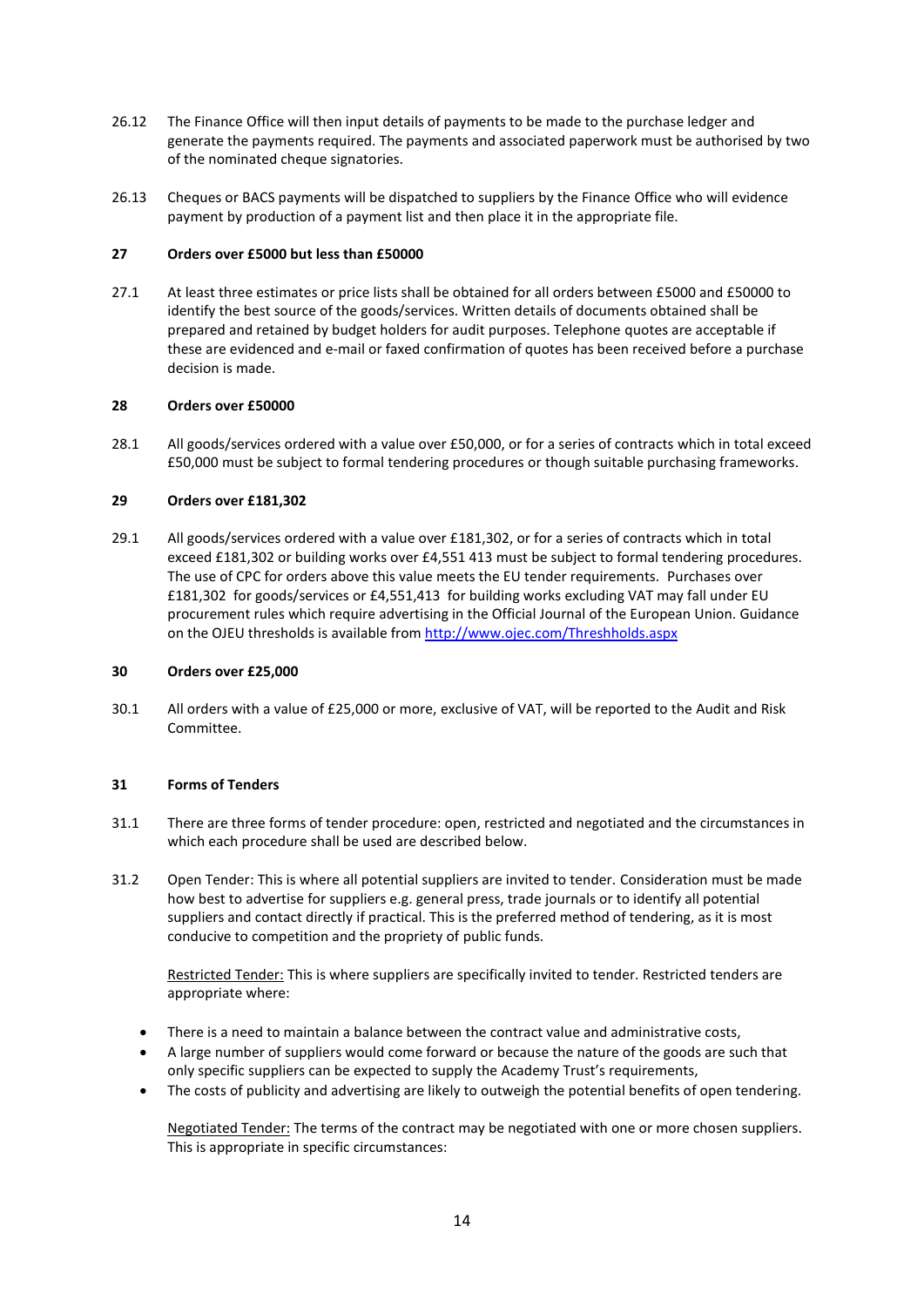26.12 The Finance Office will then input details of payments to be made to the purchase ledger and generate the payments required. The payments and associated paperwork must be authorised by two of the nominated cheque signatories.

26.13 Cheques or BACS payments will be dispatched to suppliers by the Finance Office who will evidence payment by production of a payment list and then place it in the appropriate file.

## 27 Orders over £5000 but less than £50000

27.1 At least three estimates or price lists shall be obtained for all orders between £5000 and £50000 to identify the best source of the goods/services. Written details of documents obtained shall be prepared and retained by budget holders for audit purposes. Telephone quotes are acceptable if these are evidenced and e-mail or faxed confirmation of quotes has been received before a purchase decision is made.

## 28 Orders over £50000

28.1 All goods/services ordered with a value over £50,000, or for a series of contracts which in total exceed £50,000 must be subject to formal tendering procedures or though suitable purchasing frameworks.

## 29 Orders over £181,302

29.1 All goods/services ordered with a value over £181,302, or for a series of contracts which in total exceed £181,302 or building works over £4,551 413 must be subject to formal tendering procedures. The use of CPC for orders above this value meets the EU tender requirements. Purchases over £181,302 for goods/services or £4,551,413 for building works excluding VAT may fall under EU procurement rules which require advertising in the Official Journal of the European Union. Guidance on the OJEU thresholds is available from http://www.ojec.com/Threshholds.aspx

## 30 Orders over £25,000

30.1 All orders with a value of £25,000 or more, exclusive of VAT, will be reported to the Audit and Risk Committee.

## 31 Forms of Tenders

31.1 There are three forms of tender procedure: open, restricted and negotiated and the circumstances in which each procedure shall be used are described below.

31.2 Open Tender: This is where all potential suppliers are invited to tender. Consideration must be made how best to advertise for suppliers e.g. general press, trade journals or to identify all potential suppliers and contact directly if practical. This is the preferred method of tendering, as it is most conducive to competition and the propriety of public funds.

Restricted Tender: This is where suppliers are specifically invited to tender. Restricted tenders are appropriate where:

- There is a need to maintain a balance between the contract value and administrative costs,
- A large number of suppliers would come forward or because the nature of the goods are such that only specific suppliers can be expected to supply the Academy Trust's requirements,
- The costs of publicity and advertising are likely to outweigh the potential benefits of open tendering.

Negotiated Tender: The terms of the contract may be negotiated with one or more chosen suppliers. This is appropriate in specific circumstances: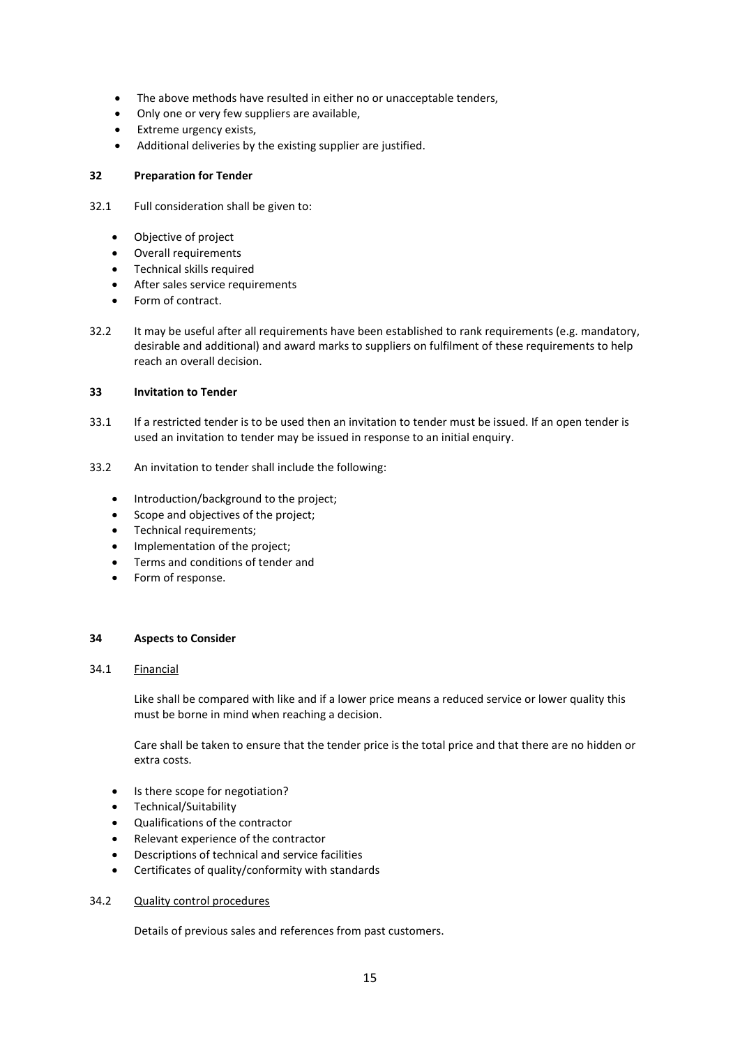- The above methods have resulted in either no or unacceptable tenders,
- Only one or very few suppliers are available,
- Extreme urgency exists,
- Additional deliveries by the existing supplier are justified.

## 32 Preparation for Tender

32.1 Full consideration shall be given to:

- Objective of project
- Overall requirements
- Technical skills required
- After sales service requirements
- Form of contract.

32.2 It may be useful after all requirements have been established to rank requirements (e.g. mandatory, desirable and additional) and award marks to suppliers on fulfilment of these requirements to help reach an overall decision.

## 33 Invitation to Tender

33.1 If a restricted tender is to be used then an invitation to tender must be issued. If an open tender is used an invitation to tender may be issued in response to an initial enquiry.

33.2 An invitation to tender shall include the following:

- Introduction/background to the project;
- Scope and objectives of the project;
- Technical requirements;
- Implementation of the project;
- Terms and conditions of tender and
- Form of response.

## 34 Aspects to Consider

34.1 <u>Financial</u>

Like shall be compared with like and if a lower price means a reduced service or lower quality this must be borne in mind when reaching a decision.

Care shall be taken to ensure that the tender price is the total price and that there are no hidden or extra costs.

- Is there scope for negotiation?
- Technical/Suitability
- Qualifications of the contractor
- Relevant experience of the contractor
- Descriptions of technical and service facilities
- Certificates of quality/conformity with standards

34.2 <u>Quality control procedures</u>

Details of previous sales and references from past customers.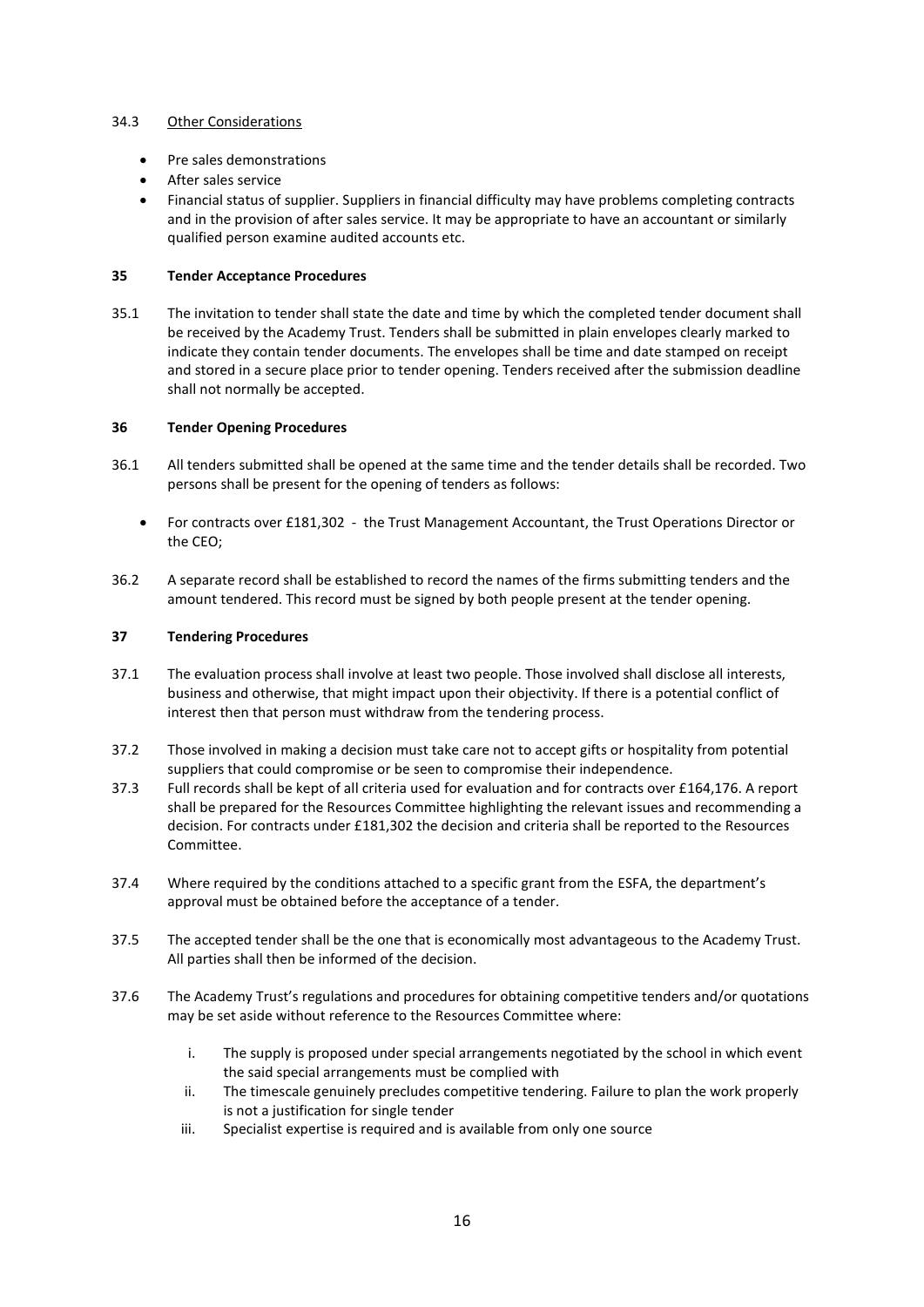34.3 Other Considerations

- Pre sales demonstrations
- After sales service
- Financial status of supplier. Suppliers in financial difficulty may have problems completing contracts and in the provision of after sales service. It may be appropriate to have an accountant or similarly qualified person examine audited accounts etc.

## 35 Tender Acceptance Procedures

35.1 The invitation to tender shall state the date and time by which the completed tender document shall be received by the Academy Trust. Tenders shall be submitted in plain envelopes clearly marked to indicate they contain tender documents. The envelopes shall be time and date stamped on receipt and stored in a secure place prior to tender opening. Tenders received after the submission deadline shall not normally be accepted.

## 36 Tender Opening Procedures

36.1 All tenders submitted shall be opened at the same time and the tender details shall be recorded. Two persons shall be present for the opening of tenders as follows:

- For contracts over £181,302 - the Trust Management Accountant, the Trust Operations Director or the CEO;

36.2 A separate record shall be established to record the names of the firms submitting tenders and the amount tendered. This record must be signed by both people present at the tender opening.

## 37 Tendering Procedures

37.1 The evaluation process shall involve at least two people. Those involved shall disclose all interests, business and otherwise, that might impact upon their objectivity. If there is a potential conflict of interest then that person must withdraw from the tendering process.

37.2 Those involved in making a decision must take care not to accept gifts or hospitality from potential suppliers that could compromise or be seen to compromise their independence.

37.3 Full records shall be kept of all criteria used for evaluation and for contracts over £164,176. A report shall be prepared for the Resources Committee highlighting the relevant issues and recommending a decision. For contracts under £181,302 the decision and criteria shall be reported to the Resources Committee.

37.4 Where required by the conditions attached to a specific grant from the ESFA, the department's approval must be obtained before the acceptance of a tender.

37.5 The accepted tender shall be the one that is economically most advantageous to the Academy Trust. All parties shall then be informed of the decision.

37.6 The Academy Trust's regulations and procedures for obtaining competitive tenders and/or quotations may be set aside without reference to the Resources Committee where:

i. The supply is proposed under special arrangements negotiated by the school in which event the said special arrangements must be complied with
ii. The timescale genuinely precludes competitive tendering. Failure to plan the work properly is not a justification for single tender
iii. Specialist expertise is required and is available from only one source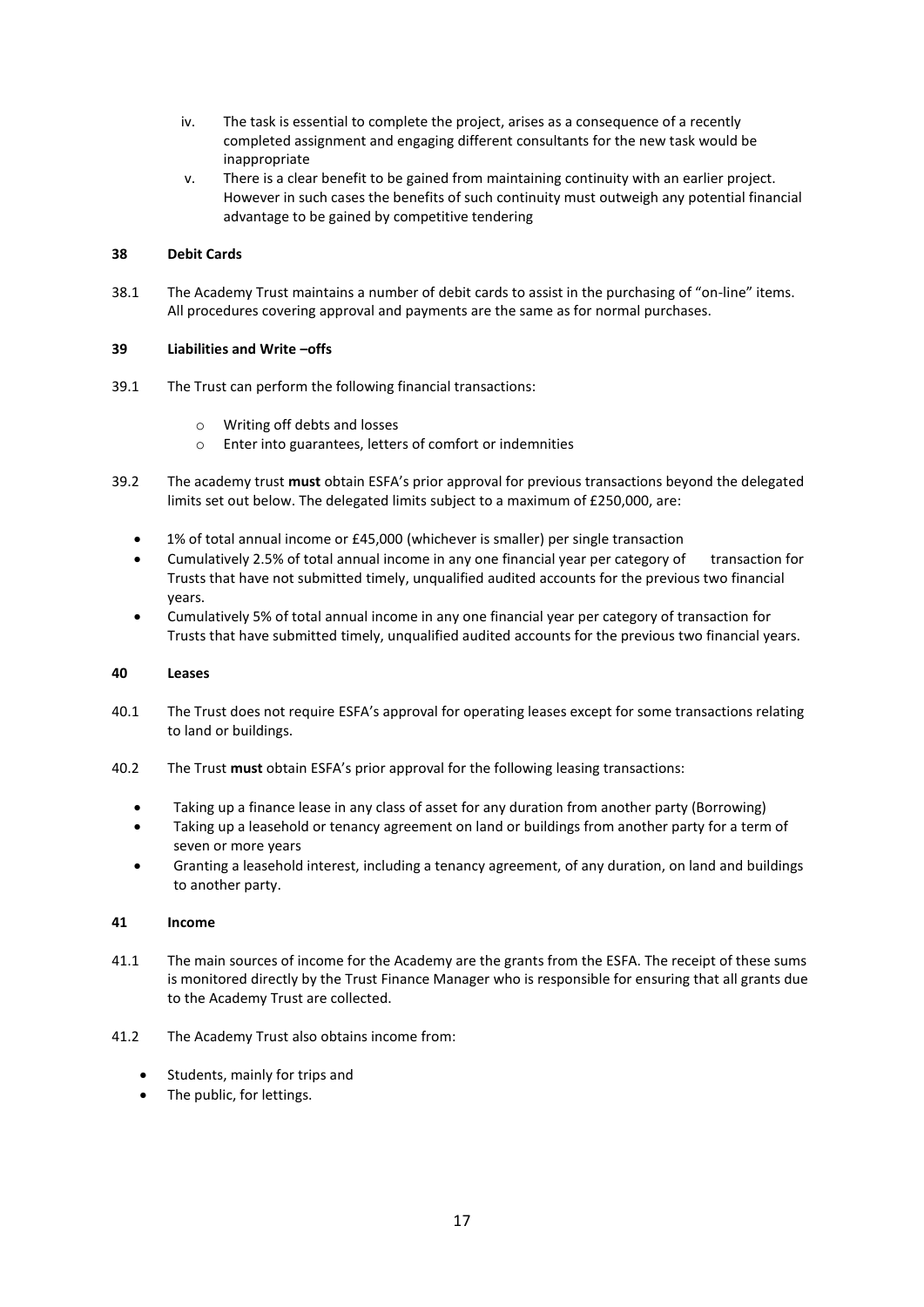iv. The task is essential to complete the project, arises as a consequence of a recently completed assignment and engaging different consultants for the new task would be inappropriate
v. There is a clear benefit to be gained from maintaining continuity with an earlier project. However in such cases the benefits of such continuity must outweigh any potential financial advantage to be gained by competitive tendering

**38 Debit Cards**

38.1 The Academy Trust maintains a number of debit cards to assist in the purchasing of "on-line" items. All procedures covering approval and payments are the same as for normal purchases.

**39 Liabilities and Write –offs**

39.1 The Trust can perform the following financial transactions:

- Writing off debts and losses
- Enter into guarantees, letters of comfort or indemnities

39.2 The academy trust **must** obtain ESFA's prior approval for previous transactions beyond the delegated limits set out below. The delegated limits subject to a maximum of £250,000, are:

- 1% of total annual income or £45,000 (whichever is smaller) per single transaction
- Cumulatively 2.5% of total annual income in any one financial year per category of transaction for Trusts that have not submitted timely, unqualified audited accounts for the previous two financial years.
- Cumulatively 5% of total annual income in any one financial year per category of transaction for Trusts that have submitted timely, unqualified audited accounts for the previous two financial years.

**40 Leases**

40.1 The Trust does not require ESFA's approval for operating leases except for some transactions relating to land or buildings.

40.2 The Trust **must** obtain ESFA's prior approval for the following leasing transactions:

- Taking up a finance lease in any class of asset for any duration from another party (Borrowing)
- Taking up a leasehold or tenancy agreement on land or buildings from another party for a term of seven or more years
- Granting a leasehold interest, including a tenancy agreement, of any duration, on land and buildings to another party.

**41 Income**

41.1 The main sources of income for the Academy are the grants from the ESFA. The receipt of these sums is monitored directly by the Trust Finance Manager who is responsible for ensuring that all grants due to the Academy Trust are collected.

41.2 The Academy Trust also obtains income from:

- Students, mainly for trips and
- The public, for lettings.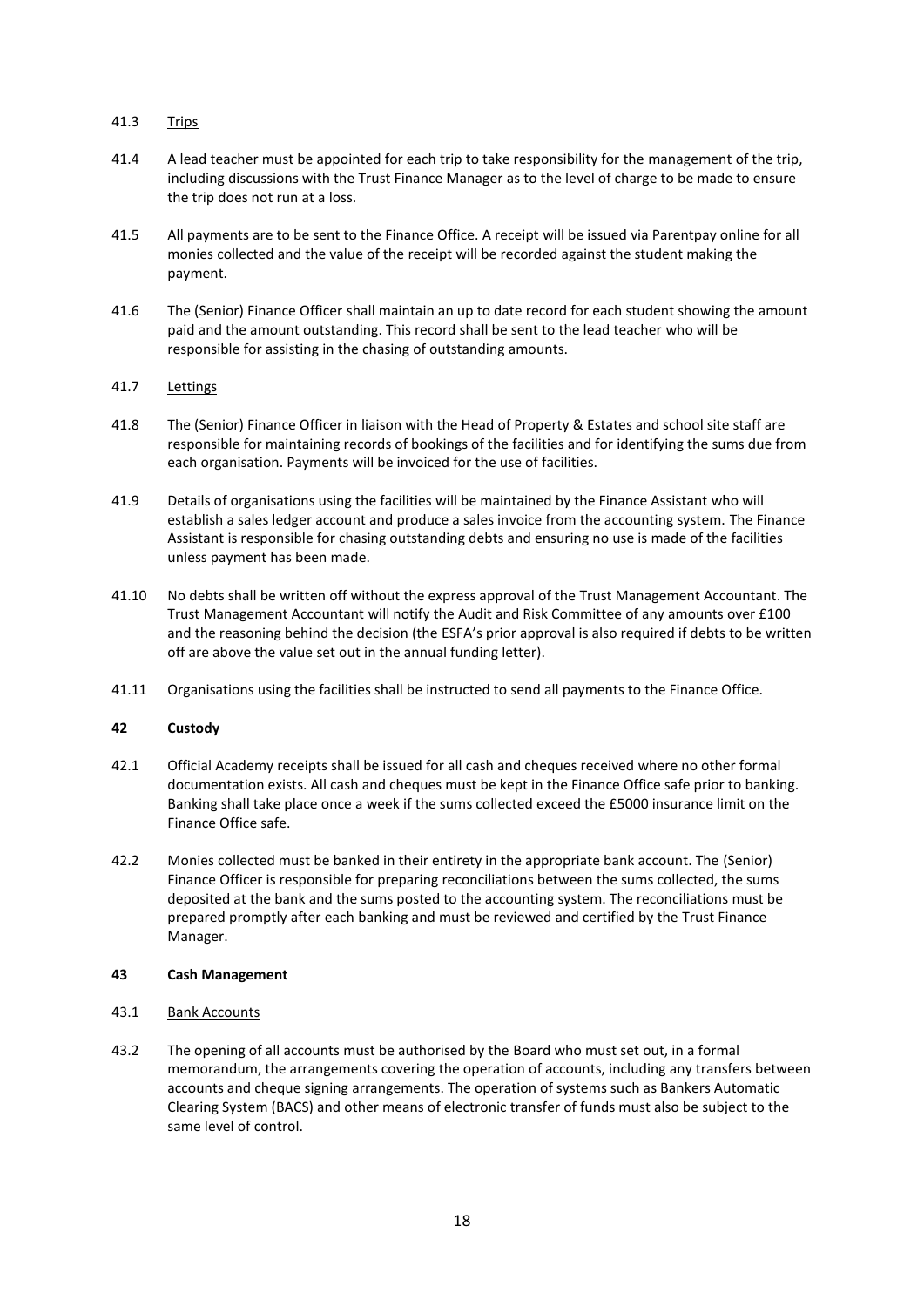41.3 <u>Trips</u>

41.4 A lead teacher must be appointed for each trip to take responsibility for the management of the trip, including discussions with the Trust Finance Manager as to the level of charge to be made to ensure the trip does not run at a loss.

41.5 All payments are to be sent to the Finance Office. A receipt will be issued via Parentpay online for all monies collected and the value of the receipt will be recorded against the student making the payment.

41.6 The (Senior) Finance Officer shall maintain an up to date record for each student showing the amount paid and the amount outstanding. This record shall be sent to the lead teacher who will be responsible for assisting in the chasing of outstanding amounts.

41.7 <u>Lettings</u>

41.8 The (Senior) Finance Officer in liaison with the Head of Property & Estates and school site staff are responsible for maintaining records of bookings of the facilities and for identifying the sums due from each organisation. Payments will be invoiced for the use of facilities.

41.9 Details of organisations using the facilities will be maintained by the Finance Assistant who will establish a sales ledger account and produce a sales invoice from the accounting system. The Finance Assistant is responsible for chasing outstanding debts and ensuring no use is made of the facilities unless payment has been made.

41.10 No debts shall be written off without the express approval of the Trust Management Accountant. The Trust Management Accountant will notify the Audit and Risk Committee of any amounts over £100 and the reasoning behind the decision (the ESFA's prior approval is also required if debts to be written off are above the value set out in the annual funding letter).

41.11 Organisations using the facilities shall be instructed to send all payments to the Finance Office.

## 42 Custody

42.1 Official Academy receipts shall be issued for all cash and cheques received where no other formal documentation exists. All cash and cheques must be kept in the Finance Office safe prior to banking. Banking shall take place once a week if the sums collected exceed the £5000 insurance limit on the Finance Office safe.

42.2 Monies collected must be banked in their entirety in the appropriate bank account. The (Senior) Finance Officer is responsible for preparing reconciliations between the sums collected, the sums deposited at the bank and the sums posted to the accounting system. The reconciliations must be prepared promptly after each banking and must be reviewed and certified by the Trust Finance Manager.

## 43 Cash Management

43.1 <u>Bank Accounts</u>

43.2 The opening of all accounts must be authorised by the Board who must set out, in a formal memorandum, the arrangements covering the operation of accounts, including any transfers between accounts and cheque signing arrangements. The operation of systems such as Bankers Automatic Clearing System (BACS) and other means of electronic transfer of funds must also be subject to the same level of control.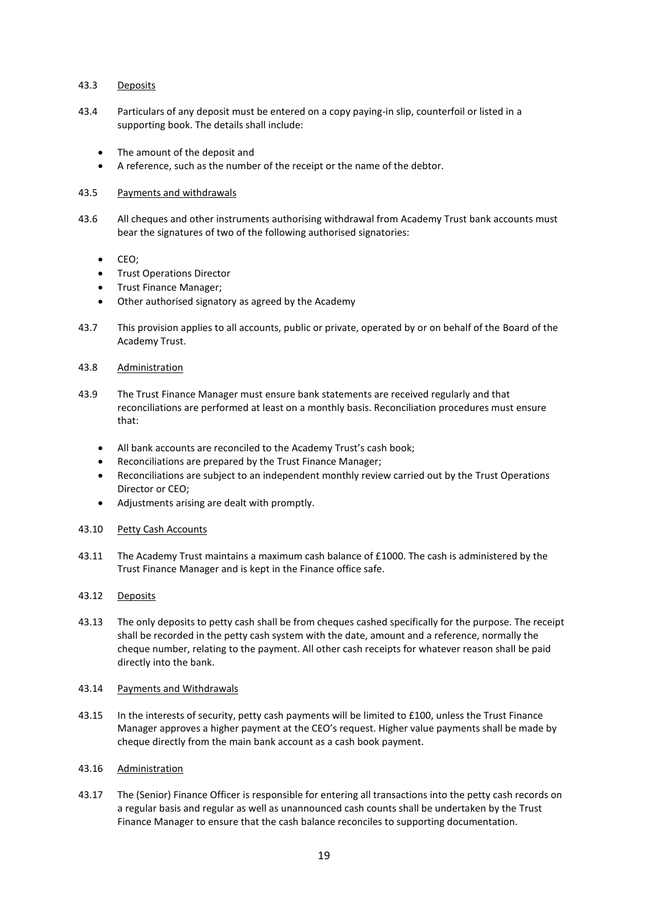43.3 Deposits

43.4 Particulars of any deposit must be entered on a copy paying-in slip, counterfoil or listed in a supporting book. The details shall include:

- The amount of the deposit and
- A reference, such as the number of the receipt or the name of the debtor.

43.5 Payments and withdrawals

43.6 All cheques and other instruments authorising withdrawal from Academy Trust bank accounts must bear the signatures of two of the following authorised signatories:

- CEO;
- Trust Operations Director
- Trust Finance Manager;
- Other authorised signatory as agreed by the Academy

43.7 This provision applies to all accounts, public or private, operated by or on behalf of the Board of the Academy Trust.

43.8 Administration

43.9 The Trust Finance Manager must ensure bank statements are received regularly and that reconciliations are performed at least on a monthly basis. Reconciliation procedures must ensure that:

- All bank accounts are reconciled to the Academy Trust's cash book;
- Reconciliations are prepared by the Trust Finance Manager;
- Reconciliations are subject to an independent monthly review carried out by the Trust Operations Director or CEO;
- Adjustments arising are dealt with promptly.

43.10 Petty Cash Accounts

43.11 The Academy Trust maintains a maximum cash balance of £1000. The cash is administered by the Trust Finance Manager and is kept in the Finance office safe.

43.12 Deposits

43.13 The only deposits to petty cash shall be from cheques cashed specifically for the purpose. The receipt shall be recorded in the petty cash system with the date, amount and a reference, normally the cheque number, relating to the payment. All other cash receipts for whatever reason shall be paid directly into the bank.

43.14 Payments and Withdrawals

43.15 In the interests of security, petty cash payments will be limited to £100, unless the Trust Finance Manager approves a higher payment at the CEO's request. Higher value payments shall be made by cheque directly from the main bank account as a cash book payment.

43.16 Administration

43.17 The (Senior) Finance Officer is responsible for entering all transactions into the petty cash records on a regular basis and regular as well as unannounced cash counts shall be undertaken by the Trust Finance Manager to ensure that the cash balance reconciles to supporting documentation.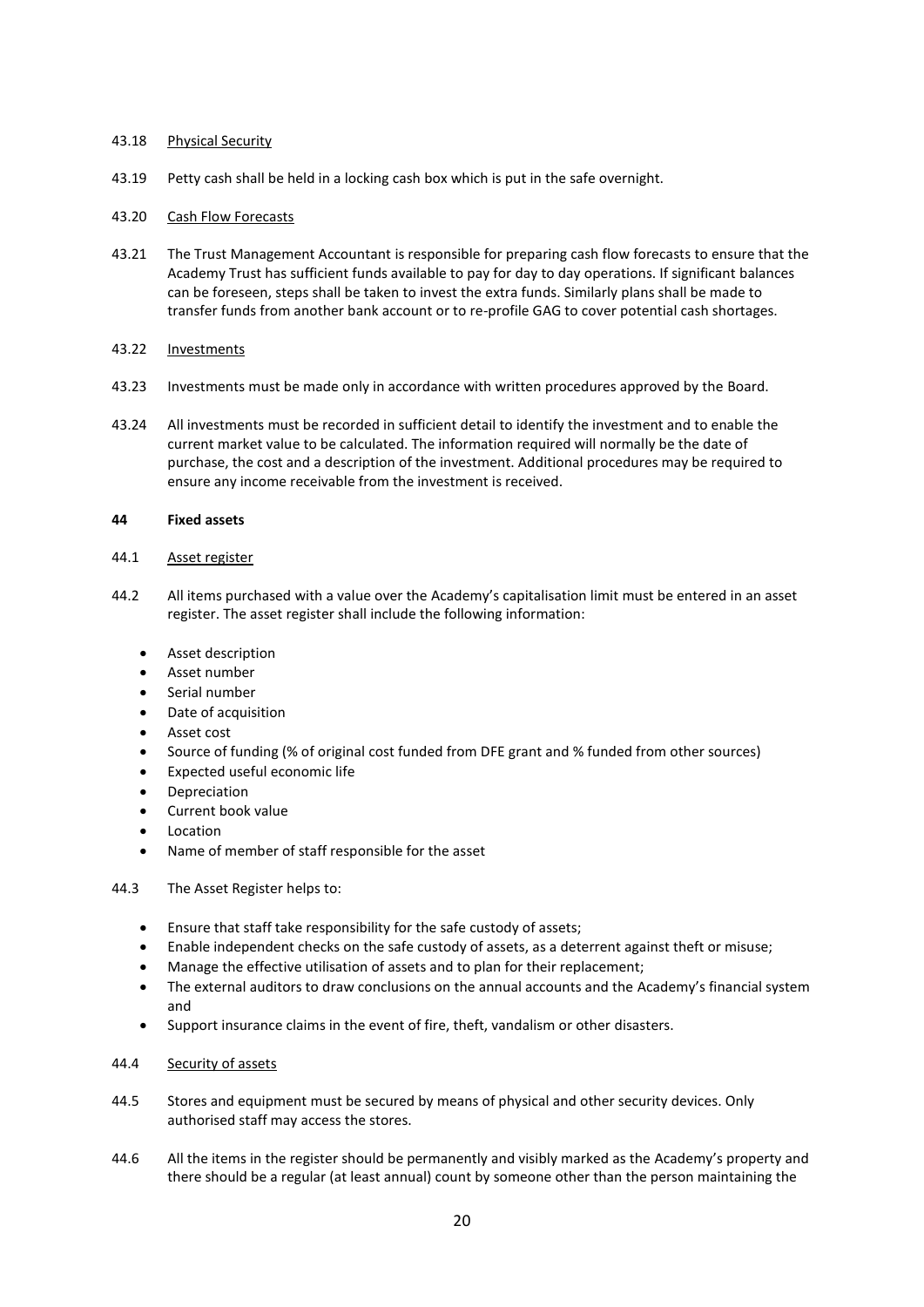43.18 Physical Security

43.19 Petty cash shall be held in a locking cash box which is put in the safe overnight.

43.20 Cash Flow Forecasts

43.21 The Trust Management Accountant is responsible for preparing cash flow forecasts to ensure that the Academy Trust has sufficient funds available to pay for day to day operations. If significant balances can be foreseen, steps shall be taken to invest the extra funds. Similarly plans shall be made to transfer funds from another bank account or to re-profile GAG to cover potential cash shortages.

43.22 Investments

43.23 Investments must be made only in accordance with written procedures approved by the Board.

43.24 All investments must be recorded in sufficient detail to identify the investment and to enable the current market value to be calculated. The information required will normally be the date of purchase, the cost and a description of the investment. Additional procedures may be required to ensure any income receivable from the investment is received.

## 44 Fixed assets

44.1 Asset register

44.2 All items purchased with a value over the Academy's capitalisation limit must be entered in an asset register. The asset register shall include the following information:

- Asset description
- Asset number
- Serial number
- Date of acquisition
- Asset cost
- Source of funding (% of original cost funded from DFE grant and % funded from other sources)
- Expected useful economic life
- Depreciation
- Current book value
- Location
- Name of member of staff responsible for the asset

44.3 The Asset Register helps to:

- Ensure that staff take responsibility for the safe custody of assets;
- Enable independent checks on the safe custody of assets, as a deterrent against theft or misuse;
- Manage the effective utilisation of assets and to plan for their replacement;
- The external auditors to draw conclusions on the annual accounts and the Academy's financial system and
- Support insurance claims in the event of fire, theft, vandalism or other disasters.

44.4 Security of assets

44.5 Stores and equipment must be secured by means of physical and other security devices. Only authorised staff may access the stores.

44.6 All the items in the register should be permanently and visibly marked as the Academy's property and there should be a regular (at least annual) count by someone other than the person maintaining the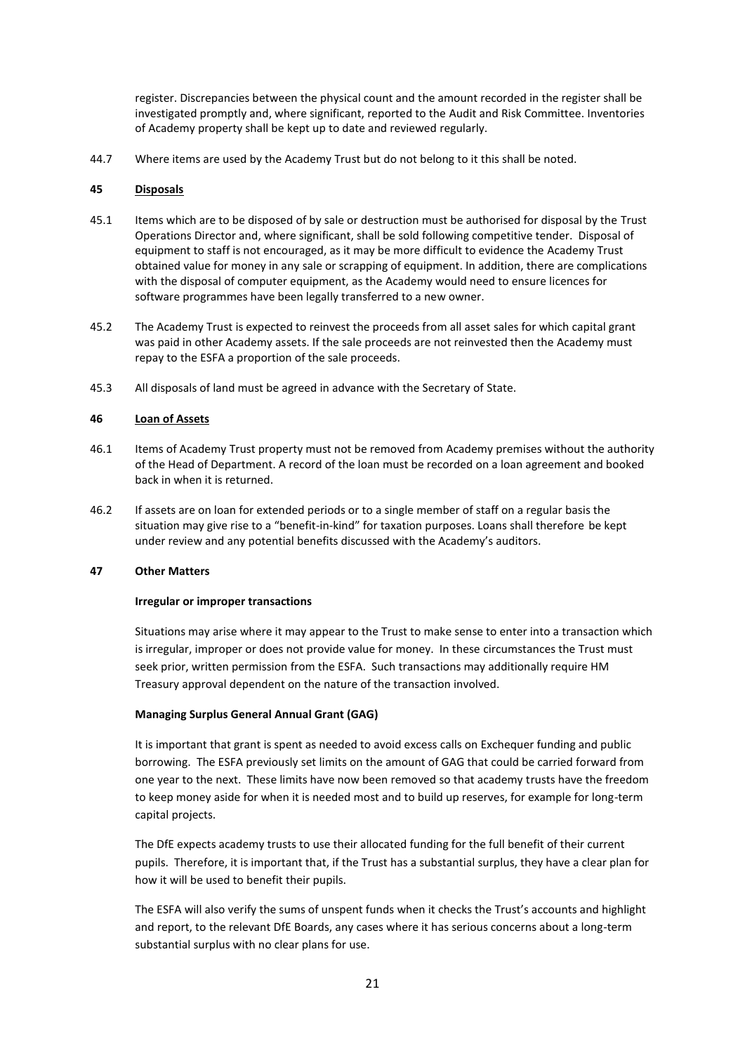register. Discrepancies between the physical count and the amount recorded in the register shall be investigated promptly and, where significant, reported to the Audit and Risk Committee. Inventories of Academy property shall be kept up to date and reviewed regularly.

44.7 Where items are used by the Academy Trust but do not belong to it this shall be noted.

## 45 Disposals

45.1 Items which are to be disposed of by sale or destruction must be authorised for disposal by the Trust Operations Director and, where significant, shall be sold following competitive tender. Disposal of equipment to staff is not encouraged, as it may be more difficult to evidence the Academy Trust obtained value for money in any sale or scrapping of equipment. In addition, there are complications with the disposal of computer equipment, as the Academy would need to ensure licences for software programmes have been legally transferred to a new owner.

45.2 The Academy Trust is expected to reinvest the proceeds from all asset sales for which capital grant was paid in other Academy assets. If the sale proceeds are not reinvested then the Academy must repay to the ESFA a proportion of the sale proceeds.

45.3 All disposals of land must be agreed in advance with the Secretary of State.

## 46 Loan of Assets

46.1 Items of Academy Trust property must not be removed from Academy premises without the authority of the Head of Department. A record of the loan must be recorded on a loan agreement and booked back in when it is returned.

46.2 If assets are on loan for extended periods or to a single member of staff on a regular basis the situation may give rise to a "benefit-in-kind" for taxation purposes. Loans shall therefore be kept under review and any potential benefits discussed with the Academy's auditors.

## 47 Other Matters

**Irregular or improper transactions**

Situations may arise where it may appear to the Trust to make sense to enter into a transaction which is irregular, improper or does not provide value for money. In these circumstances the Trust must seek prior, written permission from the ESFA. Such transactions may additionally require HM Treasury approval dependent on the nature of the transaction involved.

**Managing Surplus General Annual Grant (GAG)**

It is important that grant is spent as needed to avoid excess calls on Exchequer funding and public borrowing. The ESFA previously set limits on the amount of GAG that could be carried forward from one year to the next. These limits have now been removed so that academy trusts have the freedom to keep money aside for when it is needed most and to build up reserves, for example for long-term capital projects.

The DfE expects academy trusts to use their allocated funding for the full benefit of their current pupils. Therefore, it is important that, if the Trust has a substantial surplus, they have a clear plan for how it will be used to benefit their pupils.

The ESFA will also verify the sums of unspent funds when it checks the Trust's accounts and highlight and report, to the relevant DfE Boards, any cases where it has serious concerns about a long-term substantial surplus with no clear plans for use.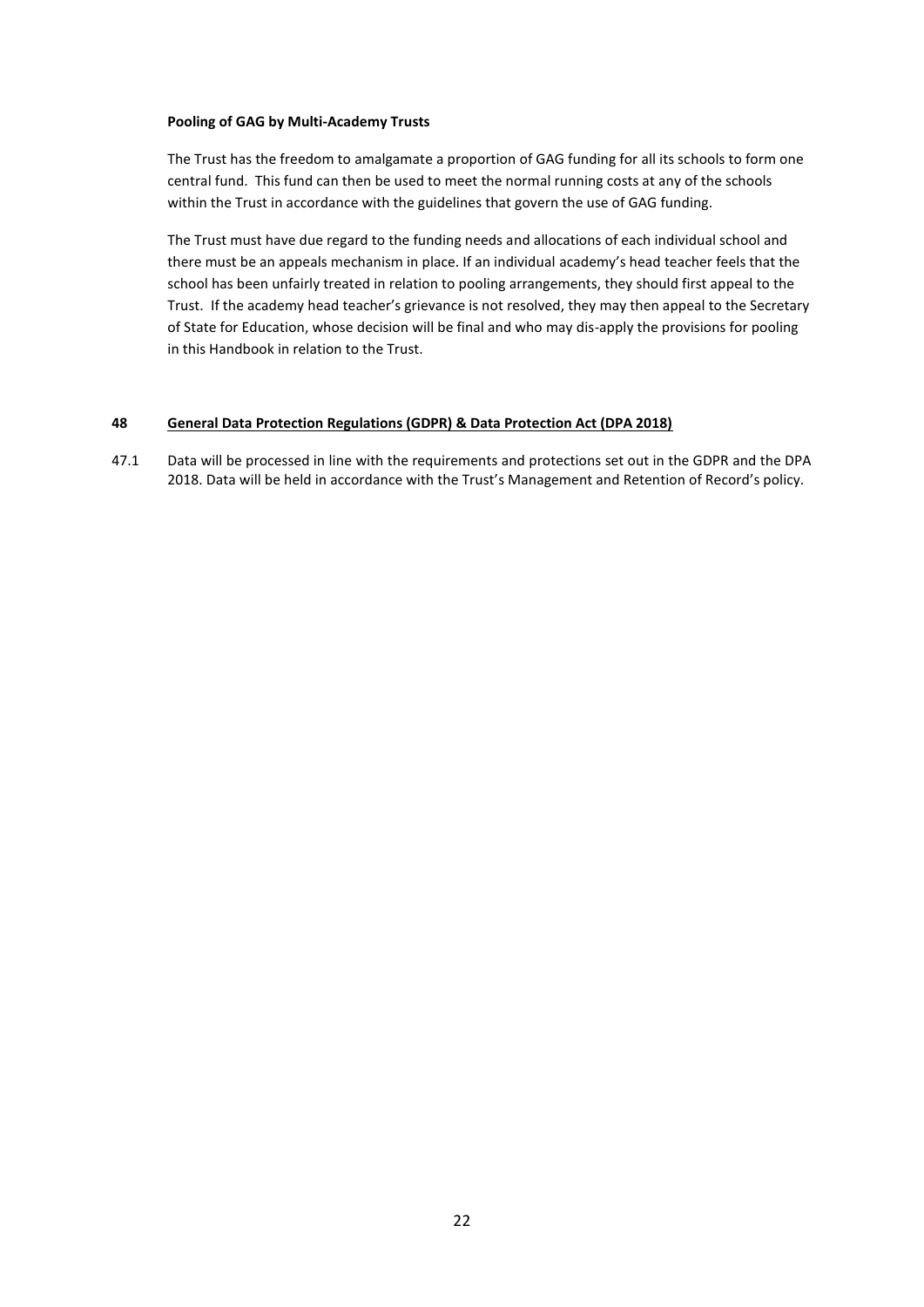**Pooling of GAG by Multi-Academy Trusts**

The Trust has the freedom to amalgamate a proportion of GAG funding for all its schools to form one central fund. This fund can then be used to meet the normal running costs at any of the schools within the Trust in accordance with the guidelines that govern the use of GAG funding.

The Trust must have due regard to the funding needs and allocations of each individual school and there must be an appeals mechanism in place. If an individual academy's head teacher feels that the school has been unfairly treated in relation to pooling arrangements, they should first appeal to the Trust. If the academy head teacher's grievance is not resolved, they may then appeal to the Secretary of State for Education, whose decision will be final and who may dis-apply the provisions for pooling in this Handbook in relation to the Trust.

## 48 General Data Protection Regulations (GDPR) & Data Protection Act (DPA 2018)

47.1 Data will be processed in line with the requirements and protections set out in the GDPR and the DPA 2018. Data will be held in accordance with the Trust's Management and Retention of Record's policy.